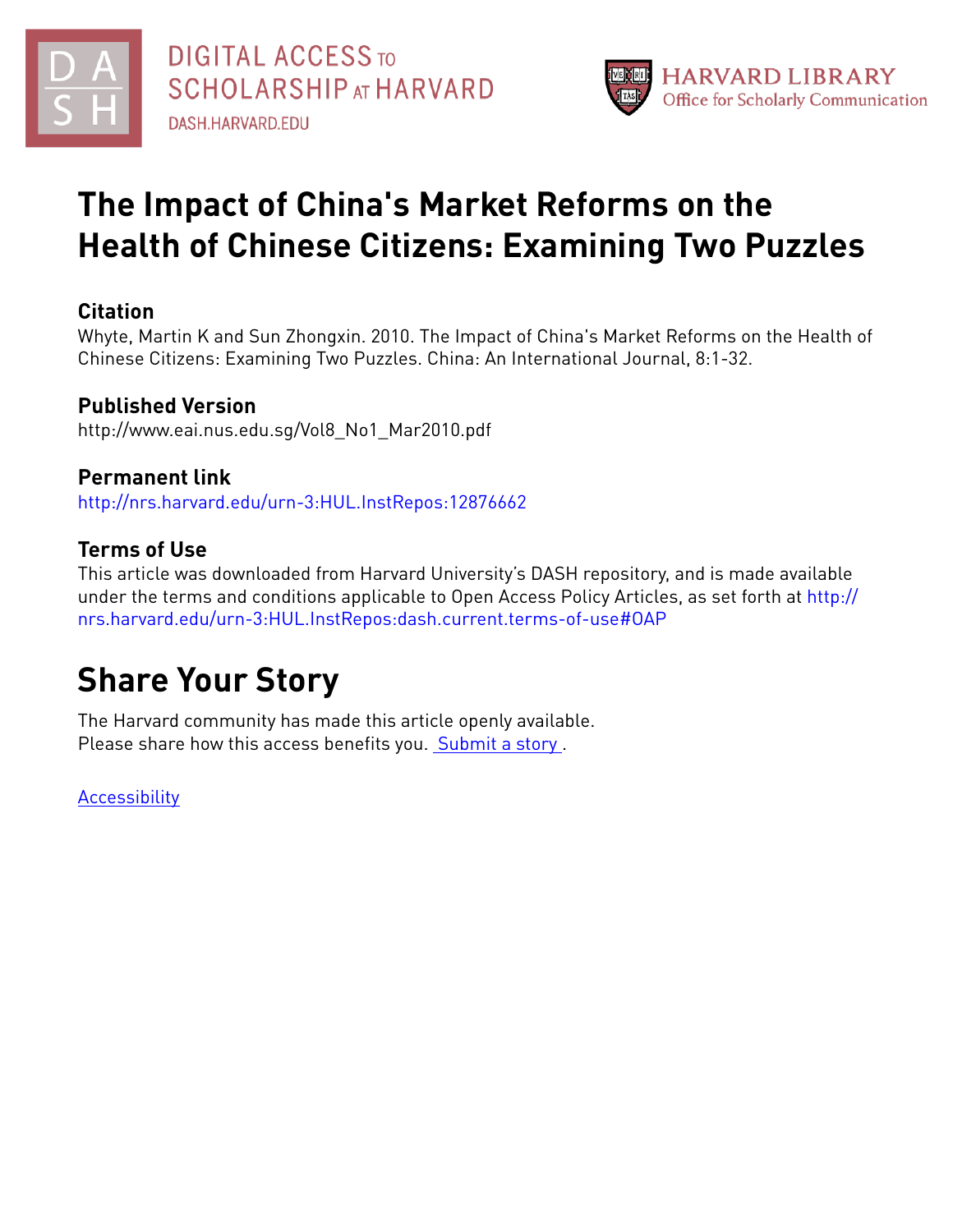# The Impact of China's Market Reforms on the Health of Chinese Citizens: Examining Two Puzzles

## Citation

Whyte, Martin K and Sun Zhongxin. 2010. The Impact of China's Market Reforms on the Health of Chinese Citizens: Examining Two Puzzles. China: An International Journal, 8:1-32.

## Published Version

http://www.eai.nus.edu.sg/Vol8_No1_Mar2010.pdf

## Permanent link

http://nrs.harvard.edu/urn-3:HUL.InstRepos:12876662

## Terms of Use

This article was downloaded from Harvard University's DASH repository, and is made available under the terms and conditions applicable to Open Access Policy Articles, as set forth at http://nrs.harvard.edu/urn-3:HUL.InstRepos:dash.current.terms-of-use#OAP

# Share Your Story

The Harvard community has made this article openly available.
Please share how this access benefits you. Submit a story.

Accessibility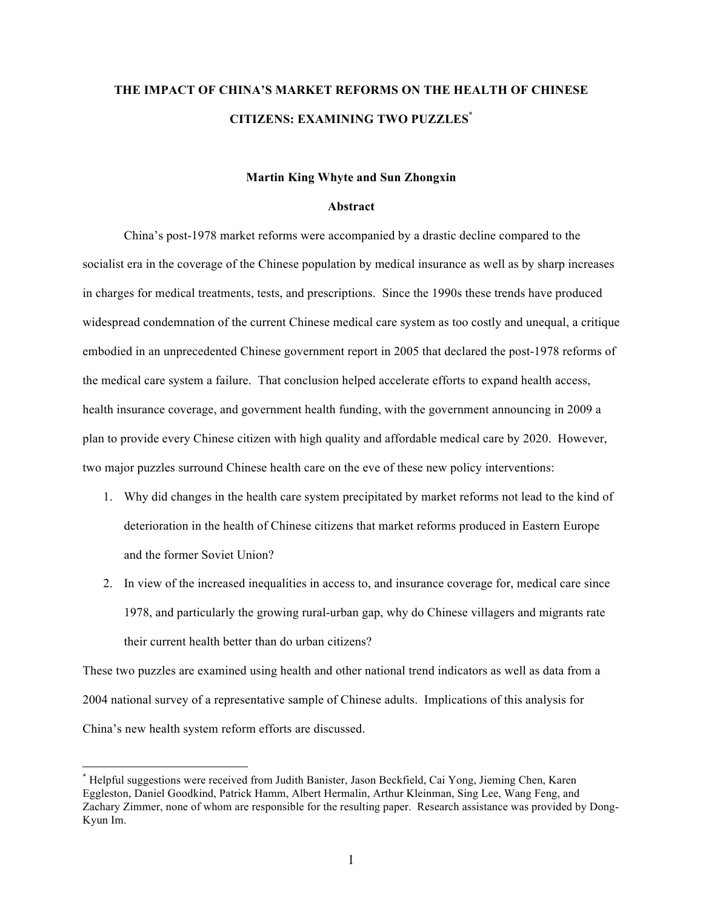# THE IMPACT OF CHINA'S MARKET REFORMS ON THE HEALTH OF CHINESE CITIZENS: EXAMINING TWO PUZZLES*

**Martin King Whyte and Sun Zhongxin**

**Abstract**

China's post-1978 market reforms were accompanied by a drastic decline compared to the socialist era in the coverage of the Chinese population by medical insurance as well as by sharp increases in charges for medical treatments, tests, and prescriptions. Since the 1990s these trends have produced widespread condemnation of the current Chinese medical care system as too costly and unequal, a critique embodied in an unprecedented Chinese government report in 2005 that declared the post-1978 reforms of the medical care system a failure. That conclusion helped accelerate efforts to expand health access, health insurance coverage, and government health funding, with the government announcing in 2009 a plan to provide every Chinese citizen with high quality and affordable medical care by 2020. However, two major puzzles surround Chinese health care on the eve of these new policy interventions:

1. Why did changes in the health care system precipitated by market reforms not lead to the kind of deterioration in the health of Chinese citizens that market reforms produced in Eastern Europe and the former Soviet Union?
2. In view of the increased inequalities in access to, and insurance coverage for, medical care since 1978, and particularly the growing rural-urban gap, why do Chinese villagers and migrants rate their current health better than do urban citizens?

These two puzzles are examined using health and other national trend indicators as well as data from a 2004 national survey of a representative sample of Chinese adults. Implications of this analysis for China's new health system reform efforts are discussed.

---

* Helpful suggestions were received from Judith Banister, Jason Beckfield, Cai Yong, Jieming Chen, Karen Eggleston, Daniel Goodkind, Patrick Hamm, Albert Hermalin, Arthur Kleinman, Sing Lee, Wang Feng, and Zachary Zimmer, none of whom are responsible for the resulting paper. Research assistance was provided by Dong-Kyun Im.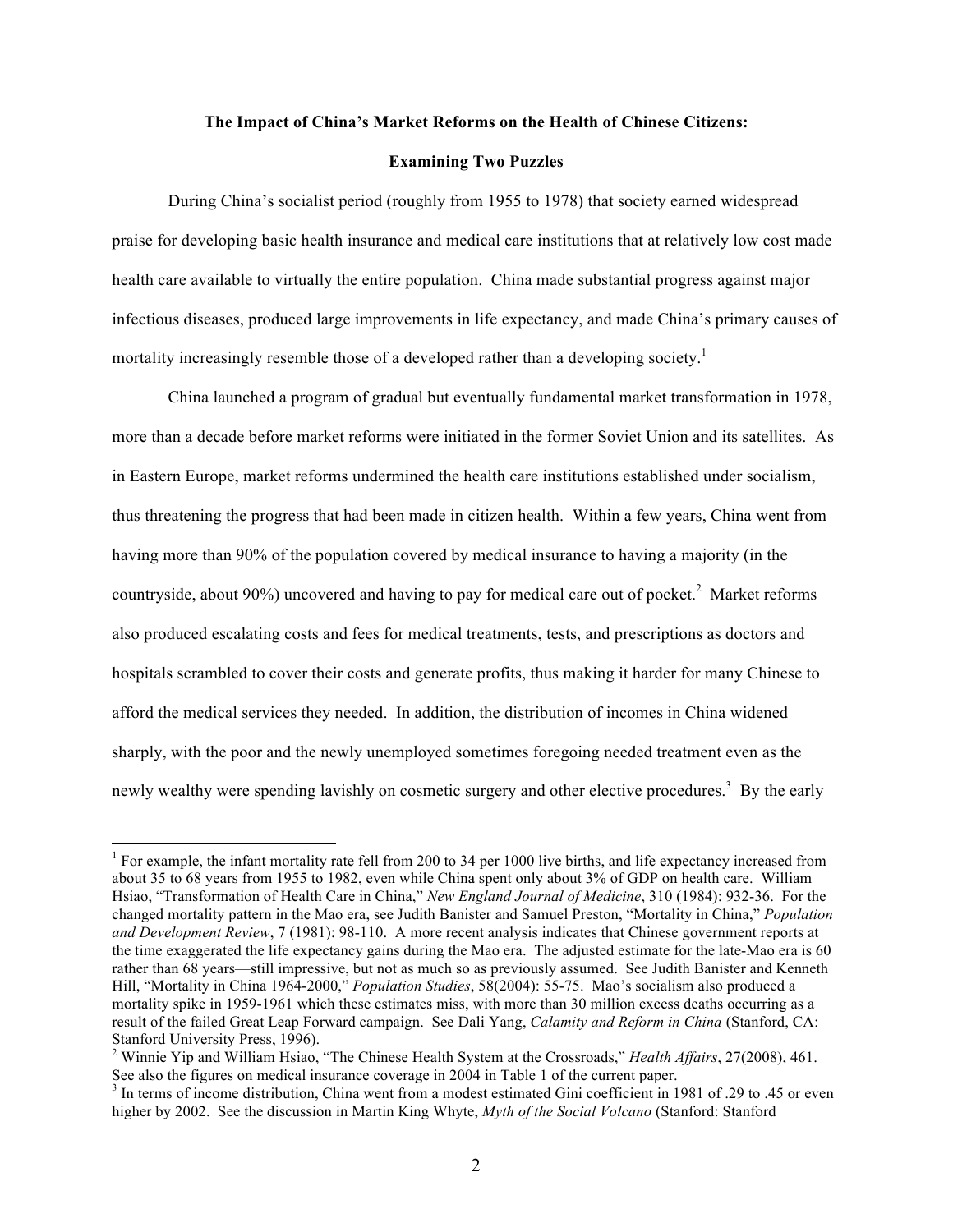**The Impact of China's Market Reforms on the Health of Chinese Citizens:**

**Examining Two Puzzles**

During China's socialist period (roughly from 1955 to 1978) that society earned widespread praise for developing basic health insurance and medical care institutions that at relatively low cost made health care available to virtually the entire population. China made substantial progress against major infectious diseases, produced large improvements in life expectancy, and made China's primary causes of mortality increasingly resemble those of a developed rather than a developing society.[1]

China launched a program of gradual but eventually fundamental market transformation in 1978, more than a decade before market reforms were initiated in the former Soviet Union and its satellites. As in Eastern Europe, market reforms undermined the health care institutions established under socialism, thus threatening the progress that had been made in citizen health. Within a few years, China went from having more than 90% of the population covered by medical insurance to having a majority (in the countryside, about 90%) uncovered and having to pay for medical care out of pocket.[2] Market reforms also produced escalating costs and fees for medical treatments, tests, and prescriptions as doctors and hospitals scrambled to cover their costs and generate profits, thus making it harder for many Chinese to afford the medical services they needed. In addition, the distribution of incomes in China widened sharply, with the poor and the newly unemployed sometimes foregoing needed treatment even as the newly wealthy were spending lavishly on cosmetic surgery and other elective procedures.[3] By the early

---

[1] For example, the infant mortality rate fell from 200 to 34 per 1000 live births, and life expectancy increased from about 35 to 68 years from 1955 to 1982, even while China spent only about 3% of GDP on health care. William Hsiao, "Transformation of Health Care in China," *New England Journal of Medicine*, 310 (1984): 932-36. For the changed mortality pattern in the Mao era, see Judith Banister and Samuel Preston, "Mortality in China," *Population and Development Review*, 7 (1981): 98-110. A more recent analysis indicates that Chinese government reports at the time exaggerated the life expectancy gains during the Mao era. The adjusted estimate for the late-Mao era is 60 rather than 68 years—still impressive, but not as much so as previously assumed. See Judith Banister and Kenneth Hill, "Mortality in China 1964-2000," *Population Studies*, 58(2004): 55-75. Mao's socialism also produced a mortality spike in 1959-1961 which these estimates miss, with more than 30 million excess deaths occurring as a result of the failed Great Leap Forward campaign. See Dali Yang, *Calamity and Reform in China* (Stanford, CA: Stanford University Press, 1996).

[2] Winnie Yip and William Hsiao, "The Chinese Health System at the Crossroads," *Health Affairs*, 27(2008), 461. See also the figures on medical insurance coverage in 2004 in Table 1 of the current paper.

[3] In terms of income distribution, China went from a modest estimated Gini coefficient in 1981 of .29 to .45 or even higher by 2002. See the discussion in Martin King Whyte, *Myth of the Social Volcano* (Stanford: Stanford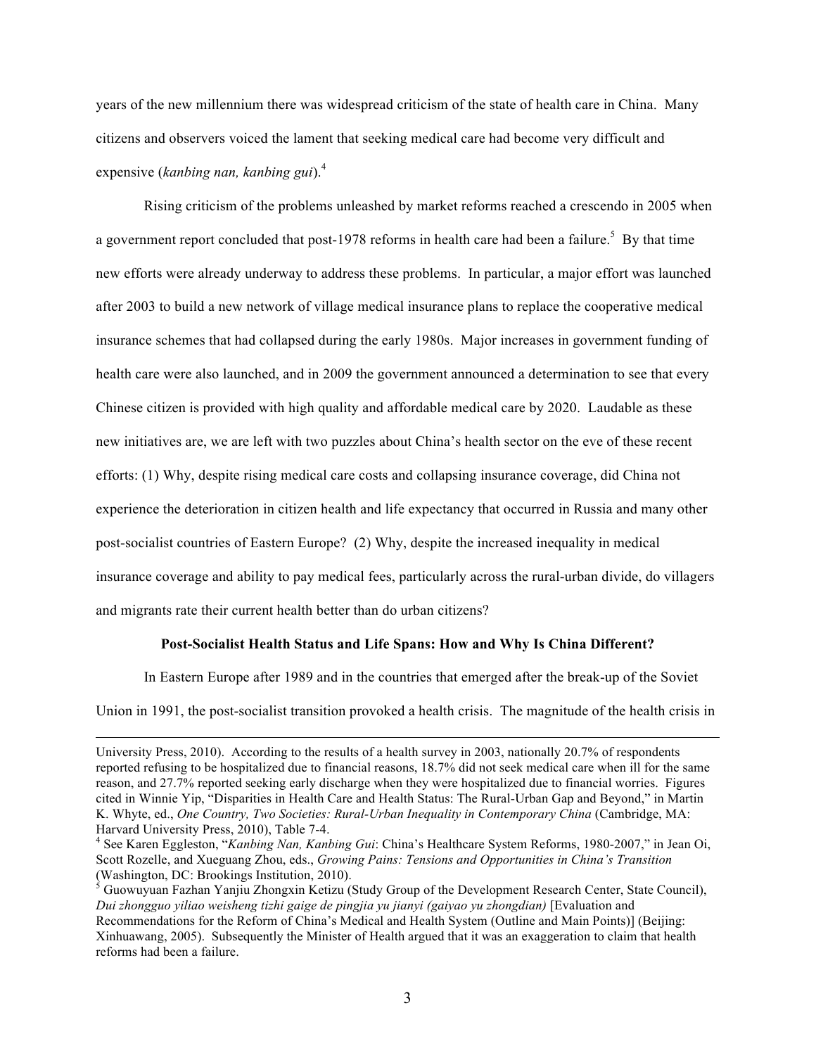years of the new millennium there was widespread criticism of the state of health care in China. Many citizens and observers voiced the lament that seeking medical care had become very difficult and expensive (*kanbing nan, kanbing gui*).[4]

Rising criticism of the problems unleashed by market reforms reached a crescendo in 2005 when a government report concluded that post-1978 reforms in health care had been a failure.[5] By that time new efforts were already underway to address these problems. In particular, a major effort was launched after 2003 to build a new network of village medical insurance plans to replace the cooperative medical insurance schemes that had collapsed during the early 1980s. Major increases in government funding of health care were also launched, and in 2009 the government announced a determination to see that every Chinese citizen is provided with high quality and affordable medical care by 2020. Laudable as these new initiatives are, we are left with two puzzles about China's health sector on the eve of these recent efforts: (1) Why, despite rising medical care costs and collapsing insurance coverage, did China not experience the deterioration in citizen health and life expectancy that occurred in Russia and many other post-socialist countries of Eastern Europe? (2) Why, despite the increased inequality in medical insurance coverage and ability to pay medical fees, particularly across the rural-urban divide, do villagers and migrants rate their current health better than do urban citizens?

**Post-Socialist Health Status and Life Spans: How and Why Is China Different?**

In Eastern Europe after 1989 and in the countries that emerged after the break-up of the Soviet Union in 1991, the post-socialist transition provoked a health crisis. The magnitude of the health crisis in

---

University Press, 2010). According to the results of a health survey in 2003, nationally 20.7% of respondents reported refusing to be hospitalized due to financial reasons, 18.7% did not seek medical care when ill for the same reason, and 27.7% reported seeking early discharge when they were hospitalized due to financial worries. Figures cited in Winnie Yip, "Disparities in Health Care and Health Status: The Rural-Urban Gap and Beyond," in Martin K. Whyte, ed., *One Country, Two Societies: Rural-Urban Inequality in Contemporary China* (Cambridge, MA: Harvard University Press, 2010), Table 7-4.

[4] See Karen Eggleston, "*Kanbing Nan, Kanbing Gui*: China's Healthcare System Reforms, 1980-2007," in Jean Oi, Scott Rozelle, and Xueguang Zhou, eds., *Growing Pains: Tensions and Opportunities in China's Transition* (Washington, DC: Brookings Institution, 2010).

[5] Guowuyuan Fazhan Yanjiu Zhongxin Ketizu (Study Group of the Development Research Center, State Council), *Dui zhongguo yiliao weisheng tizhi gaige de pingjia yu jianyi (gaiyao yu zhongdian)* [Evaluation and Recommendations for the Reform of China's Medical and Health System (Outline and Main Points)] (Beijing: Xinhuawang, 2005). Subsequently the Minister of Health argued that it was an exaggeration to claim that health reforms had been a failure.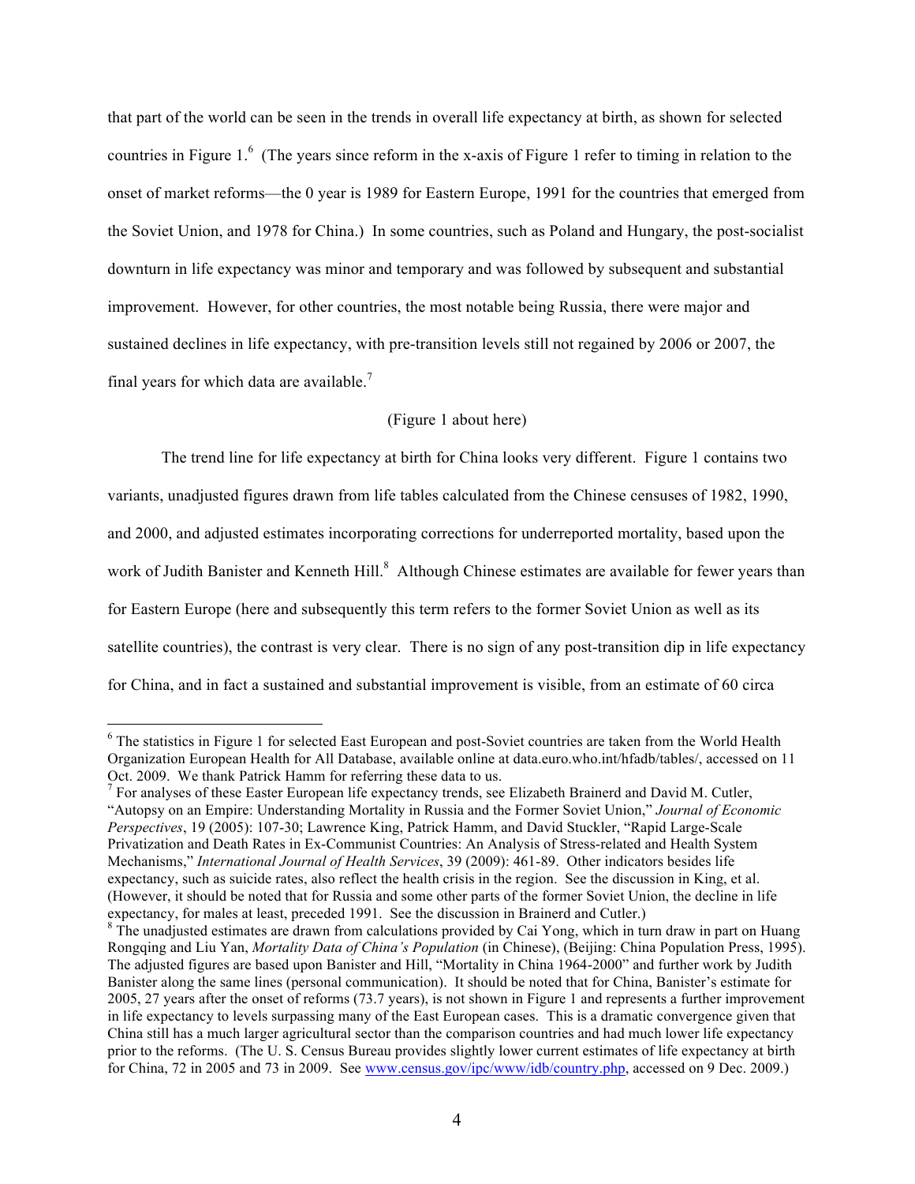that part of the world can be seen in the trends in overall life expectancy at birth, as shown for selected countries in Figure 1.[6] (The years since reform in the x-axis of Figure 1 refer to timing in relation to the onset of market reforms—the 0 year is 1989 for Eastern Europe, 1991 for the countries that emerged from the Soviet Union, and 1978 for China.) In some countries, such as Poland and Hungary, the post-socialist downturn in life expectancy was minor and temporary and was followed by subsequent and substantial improvement. However, for other countries, the most notable being Russia, there were major and sustained declines in life expectancy, with pre-transition levels still not regained by 2006 or 2007, the final years for which data are available.[7]

(Figure 1 about here)

The trend line for life expectancy at birth for China looks very different. Figure 1 contains two variants, unadjusted figures drawn from life tables calculated from the Chinese censuses of 1982, 1990, and 2000, and adjusted estimates incorporating corrections for underreported mortality, based upon the work of Judith Banister and Kenneth Hill.[8] Although Chinese estimates are available for fewer years than for Eastern Europe (here and subsequently this term refers to the former Soviet Union as well as its satellite countries), the contrast is very clear. There is no sign of any post-transition dip in life expectancy for China, and in fact a sustained and substantial improvement is visible, from an estimate of 60 circa

---

[6] The statistics in Figure 1 for selected East European and post-Soviet countries are taken from the World Health Organization European Health for All Database, available online at data.euro.who.int/hfadb/tables/, accessed on 11 Oct. 2009. We thank Patrick Hamm for referring these data to us.

[7] For analyses of these Easter European life expectancy trends, see Elizabeth Brainerd and David M. Cutler, "Autopsy on an Empire: Understanding Mortality in Russia and the Former Soviet Union," *Journal of Economic Perspectives*, 19 (2005): 107-30; Lawrence King, Patrick Hamm, and David Stuckler, "Rapid Large-Scale Privatization and Death Rates in Ex-Communist Countries: An Analysis of Stress-related and Health System Mechanisms," *International Journal of Health Services*, 39 (2009): 461-89. Other indicators besides life expectancy, such as suicide rates, also reflect the health crisis in the region. See the discussion in King, et al. (However, it should be noted that for Russia and some other parts of the former Soviet Union, the decline in life expectancy, for males at least, preceded 1991. See the discussion in Brainerd and Cutler.)

[8] The unadjusted estimates are drawn from calculations provided by Cai Yong, which in turn draw in part on Huang Rongqing and Liu Yan, *Mortality Data of China's Population* (in Chinese), (Beijing: China Population Press, 1995). The adjusted figures are based upon Banister and Hill, "Mortality in China 1964-2000" and further work by Judith Banister along the same lines (personal communication). It should be noted that for China, Banister's estimate for 2005, 27 years after the onset of reforms (73.7 years), is not shown in Figure 1 and represents a further improvement in life expectancy to levels surpassing many of the East European cases. This is a dramatic convergence given that China still has a much larger agricultural sector than the comparison countries and had much lower life expectancy prior to the reforms. (The U. S. Census Bureau provides slightly lower current estimates of life expectancy at birth for China, 72 in 2005 and 73 in 2009. See www.census.gov/ipc/www/idb/country.php, accessed on 9 Dec. 2009.)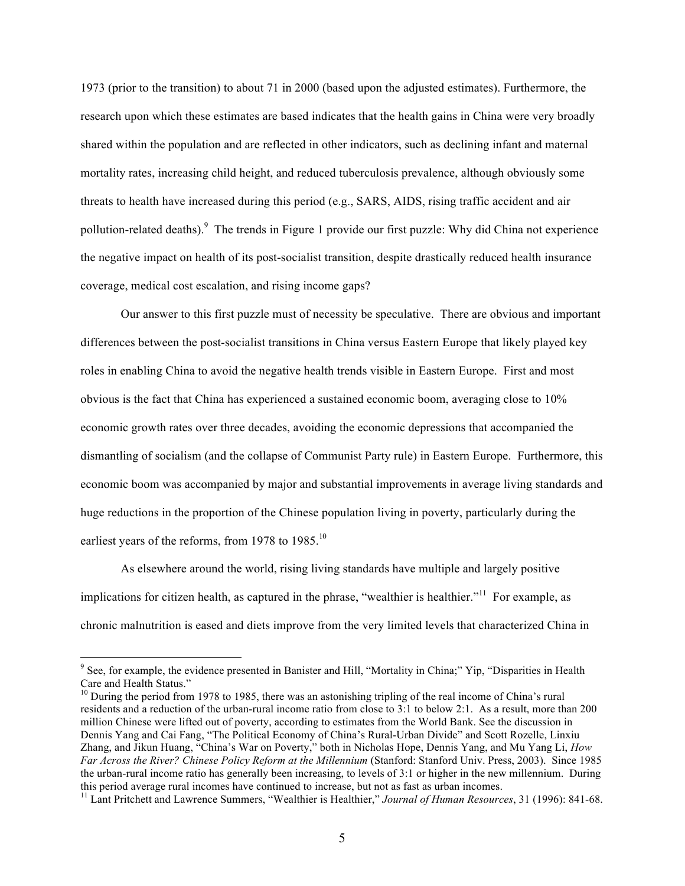1973 (prior to the transition) to about 71 in 2000 (based upon the adjusted estimates). Furthermore, the research upon which these estimates are based indicates that the health gains in China were very broadly shared within the population and are reflected in other indicators, such as declining infant and maternal mortality rates, increasing child height, and reduced tuberculosis prevalence, although obviously some threats to health have increased during this period (e.g., SARS, AIDS, rising traffic accident and air pollution-related deaths).[9] The trends in Figure 1 provide our first puzzle: Why did China not experience the negative impact on health of its post-socialist transition, despite drastically reduced health insurance coverage, medical cost escalation, and rising income gaps?

Our answer to this first puzzle must of necessity be speculative. There are obvious and important differences between the post-socialist transitions in China versus Eastern Europe that likely played key roles in enabling China to avoid the negative health trends visible in Eastern Europe. First and most obvious is the fact that China has experienced a sustained economic boom, averaging close to 10% economic growth rates over three decades, avoiding the economic depressions that accompanied the dismantling of socialism (and the collapse of Communist Party rule) in Eastern Europe. Furthermore, this economic boom was accompanied by major and substantial improvements in average living standards and huge reductions in the proportion of the Chinese population living in poverty, particularly during the earliest years of the reforms, from 1978 to 1985.[10]

As elsewhere around the world, rising living standards have multiple and largely positive implications for citizen health, as captured in the phrase, "wealthier is healthier."[11] For example, as chronic malnutrition is eased and diets improve from the very limited levels that characterized China in

---

[9] See, for example, the evidence presented in Banister and Hill, "Mortality in China;" Yip, "Disparities in Health Care and Health Status."

[10] During the period from 1978 to 1985, there was an astonishing tripling of the real income of China's rural residents and a reduction of the urban-rural income ratio from close to 3:1 to below 2:1. As a result, more than 200 million Chinese were lifted out of poverty, according to estimates from the World Bank. See the discussion in Dennis Yang and Cai Fang, "The Political Economy of China's Rural-Urban Divide" and Scott Rozelle, Linxiu Zhang, and Jikun Huang, "China's War on Poverty," both in Nicholas Hope, Dennis Yang, and Mu Yang Li, *How Far Across the River? Chinese Policy Reform at the Millennium* (Stanford: Stanford Univ. Press, 2003). Since 1985 the urban-rural income ratio has generally been increasing, to levels of 3:1 or higher in the new millennium. During this period average rural incomes have continued to increase, but not as fast as urban incomes.

[11] Lant Pritchett and Lawrence Summers, "Wealthier is Healthier," *Journal of Human Resources*, 31 (1996): 841-68.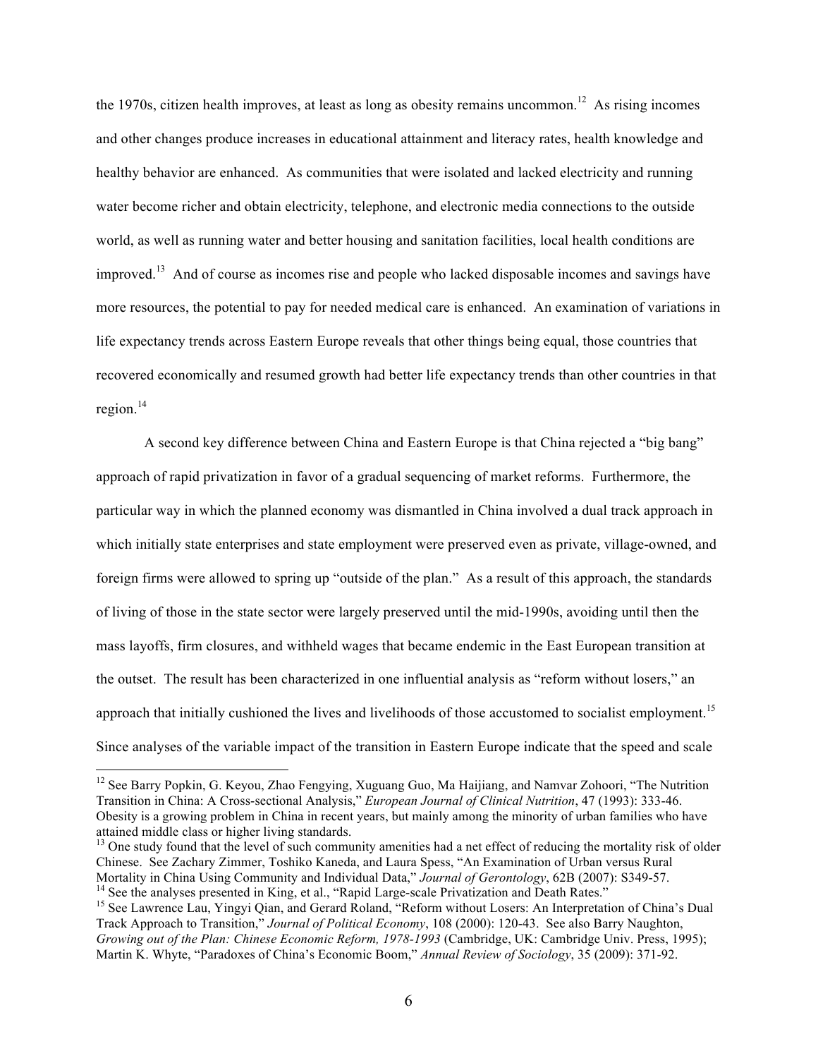the 1970s, citizen health improves, at least as long as obesity remains uncommon.[12] As rising incomes and other changes produce increases in educational attainment and literacy rates, health knowledge and healthy behavior are enhanced. As communities that were isolated and lacked electricity and running water become richer and obtain electricity, telephone, and electronic media connections to the outside world, as well as running water and better housing and sanitation facilities, local health conditions are improved.[13] And of course as incomes rise and people who lacked disposable incomes and savings have more resources, the potential to pay for needed medical care is enhanced. An examination of variations in life expectancy trends across Eastern Europe reveals that other things being equal, those countries that recovered economically and resumed growth had better life expectancy trends than other countries in that region.[14]

A second key difference between China and Eastern Europe is that China rejected a "big bang" approach of rapid privatization in favor of a gradual sequencing of market reforms. Furthermore, the particular way in which the planned economy was dismantled in China involved a dual track approach in which initially state enterprises and state employment were preserved even as private, village-owned, and foreign firms were allowed to spring up "outside of the plan." As a result of this approach, the standards of living of those in the state sector were largely preserved until the mid-1990s, avoiding until then the mass layoffs, firm closures, and withheld wages that became endemic in the East European transition at the outset. The result has been characterized in one influential analysis as "reform without losers," an approach that initially cushioned the lives and livelihoods of those accustomed to socialist employment.[15] Since analyses of the variable impact of the transition in Eastern Europe indicate that the speed and scale

---

[12] See Barry Popkin, G. Keyou, Zhao Fengying, Xuguang Guo, Ma Haijiang, and Namvar Zohoori, "The Nutrition Transition in China: A Cross-sectional Analysis," *European Journal of Clinical Nutrition*, 47 (1993): 333-46. Obesity is a growing problem in China in recent years, but mainly among the minority of urban families who have attained middle class or higher living standards.

[13] One study found that the level of such community amenities had a net effect of reducing the mortality risk of older Chinese. See Zachary Zimmer, Toshiko Kaneda, and Laura Spess, "An Examination of Urban versus Rural Mortality in China Using Community and Individual Data," *Journal of Gerontology*, 62B (2007): S349-57.

[14] See the analyses presented in King, et al., "Rapid Large-scale Privatization and Death Rates."

[15] See Lawrence Lau, Yingyi Qian, and Gerard Roland, "Reform without Losers: An Interpretation of China's Dual Track Approach to Transition," *Journal of Political Economy*, 108 (2000): 120-43. See also Barry Naughton, *Growing out of the Plan: Chinese Economic Reform, 1978-1993* (Cambridge, UK: Cambridge Univ. Press, 1995); Martin K. Whyte, "Paradoxes of China's Economic Boom," *Annual Review of Sociology*, 35 (2009): 371-92.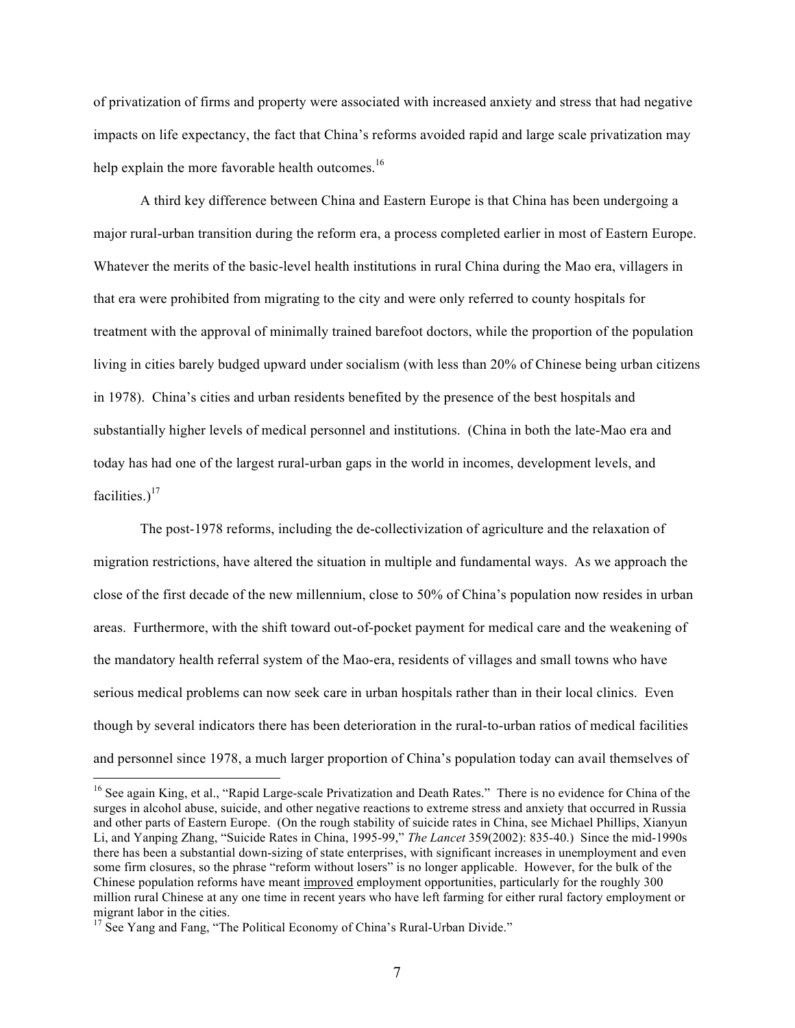of privatization of firms and property were associated with increased anxiety and stress that had negative impacts on life expectancy, the fact that China's reforms avoided rapid and large scale privatization may help explain the more favorable health outcomes.[16]

A third key difference between China and Eastern Europe is that China has been undergoing a major rural-urban transition during the reform era, a process completed earlier in most of Eastern Europe. Whatever the merits of the basic-level health institutions in rural China during the Mao era, villagers in that era were prohibited from migrating to the city and were only referred to county hospitals for treatment with the approval of minimally trained barefoot doctors, while the proportion of the population living in cities barely budged upward under socialism (with less than 20% of Chinese being urban citizens in 1978). China's cities and urban residents benefited by the presence of the best hospitals and substantially higher levels of medical personnel and institutions. (China in both the late-Mao era and today has had one of the largest rural-urban gaps in the world in incomes, development levels, and facilities.)[17]

The post-1978 reforms, including the de-collectivization of agriculture and the relaxation of migration restrictions, have altered the situation in multiple and fundamental ways. As we approach the close of the first decade of the new millennium, close to 50% of China's population now resides in urban areas. Furthermore, with the shift toward out-of-pocket payment for medical care and the weakening of the mandatory health referral system of the Mao-era, residents of villages and small towns who have serious medical problems can now seek care in urban hospitals rather than in their local clinics. Even though by several indicators there has been deterioration in the rural-to-urban ratios of medical facilities and personnel since 1978, a much larger proportion of China's population today can avail themselves of

---

[16] See again King, et al., "Rapid Large-scale Privatization and Death Rates." There is no evidence for China of the surges in alcohol abuse, suicide, and other negative reactions to extreme stress and anxiety that occurred in Russia and other parts of Eastern Europe. (On the rough stability of suicide rates in China, see Michael Phillips, Xianyun Li, and Yanping Zhang, "Suicide Rates in China, 1995-99," *The Lancet* 359(2002): 835-40.) Since the mid-1990s there has been a substantial down-sizing of state enterprises, with significant increases in unemployment and even some firm closures, so the phrase "reform without losers" is no longer applicable. However, for the bulk of the Chinese population reforms have meant <u>improved</u> employment opportunities, particularly for the roughly 300 million rural Chinese at any one time in recent years who have left farming for either rural factory employment or migrant labor in the cities.

[17] See Yang and Fang, "The Political Economy of China's Rural-Urban Divide."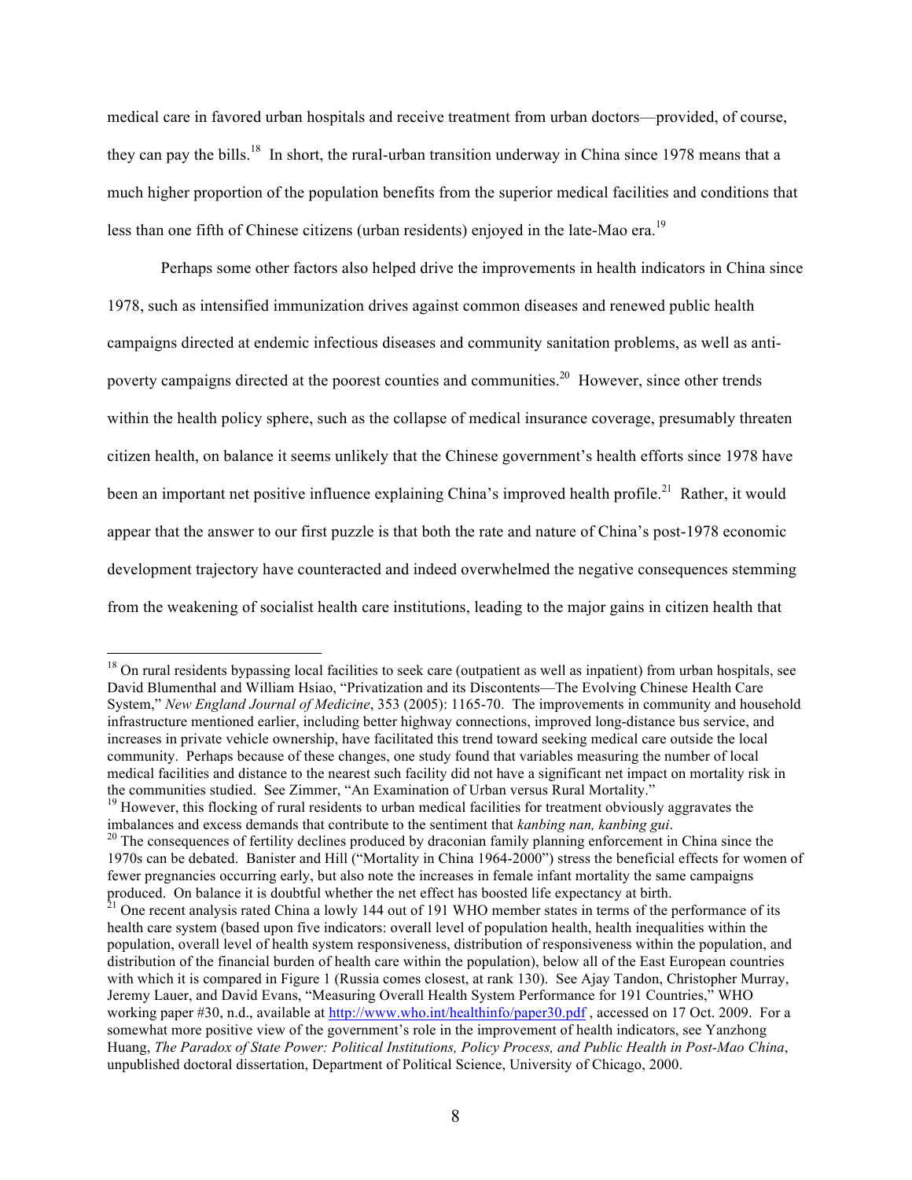medical care in favored urban hospitals and receive treatment from urban doctors—provided, of course, they can pay the bills.[18] In short, the rural-urban transition underway in China since 1978 means that a much higher proportion of the population benefits from the superior medical facilities and conditions that less than one fifth of Chinese citizens (urban residents) enjoyed in the late-Mao era.[19]

Perhaps some other factors also helped drive the improvements in health indicators in China since 1978, such as intensified immunization drives against common diseases and renewed public health campaigns directed at endemic infectious diseases and community sanitation problems, as well as anti-poverty campaigns directed at the poorest counties and communities.[20] However, since other trends within the health policy sphere, such as the collapse of medical insurance coverage, presumably threaten citizen health, on balance it seems unlikely that the Chinese government's health efforts since 1978 have been an important net positive influence explaining China's improved health profile.[21] Rather, it would appear that the answer to our first puzzle is that both the rate and nature of China's post-1978 economic development trajectory have counteracted and indeed overwhelmed the negative consequences stemming from the weakening of socialist health care institutions, leading to the major gains in citizen health that

---

[18] On rural residents bypassing local facilities to seek care (outpatient as well as inpatient) from urban hospitals, see David Blumenthal and William Hsiao, "Privatization and its Discontents—The Evolving Chinese Health Care System," *New England Journal of Medicine*, 353 (2005): 1165-70. The improvements in community and household infrastructure mentioned earlier, including better highway connections, improved long-distance bus service, and increases in private vehicle ownership, have facilitated this trend toward seeking medical care outside the local community. Perhaps because of these changes, one study found that variables measuring the number of local medical facilities and distance to the nearest such facility did not have a significant net impact on mortality risk in the communities studied. See Zimmer, "An Examination of Urban versus Rural Mortality."

[19] However, this flocking of rural residents to urban medical facilities for treatment obviously aggravates the imbalances and excess demands that contribute to the sentiment that *kanbing nan, kanbing gui*.

[20] The consequences of fertility declines produced by draconian family planning enforcement in China since the 1970s can be debated. Banister and Hill ("Mortality in China 1964-2000") stress the beneficial effects for women of fewer pregnancies occurring early, but also note the increases in female infant mortality the same campaigns produced. On balance it is doubtful whether the net effect has boosted life expectancy at birth.

[21] One recent analysis rated China a lowly 144 out of 191 WHO member states in terms of the performance of its health care system (based upon five indicators: overall level of population health, health inequalities within the population, overall level of health system responsiveness, distribution of responsiveness within the population, and distribution of the financial burden of health care within the population), below all of the East European countries with which it is compared in Figure 1 (Russia comes closest, at rank 130). See Ajay Tandon, Christopher Murray, Jeremy Lauer, and David Evans, "Measuring Overall Health System Performance for 191 Countries," WHO working paper #30, n.d., available at http://www.who.int/healthinfo/paper30.pdf , accessed on 17 Oct. 2009. For a somewhat more positive view of the government's role in the improvement of health indicators, see Yanzhong Huang, *The Paradox of State Power: Political Institutions, Policy Process, and Public Health in Post-Mao China*, unpublished doctoral dissertation, Department of Political Science, University of Chicago, 2000.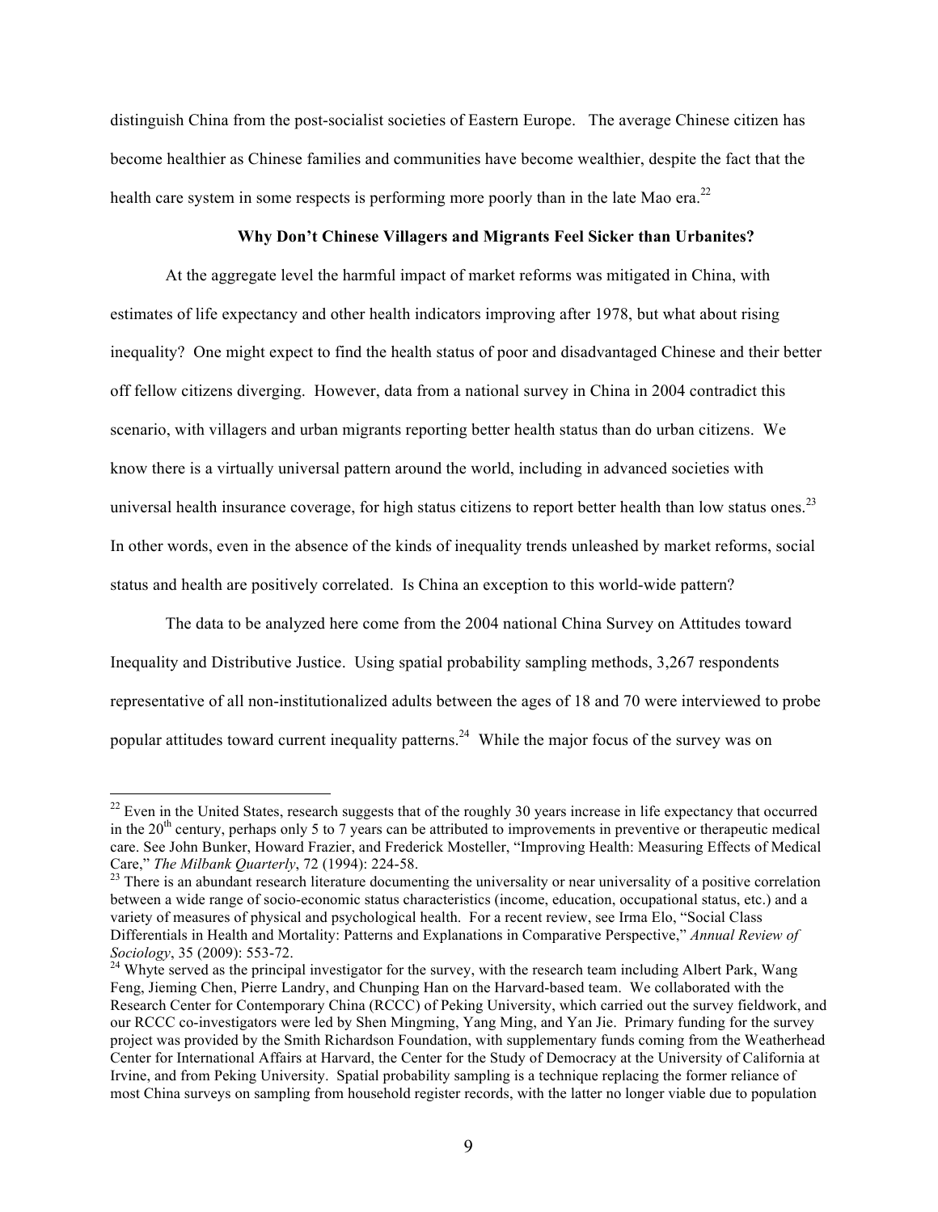distinguish China from the post-socialist societies of Eastern Europe. The average Chinese citizen has become healthier as Chinese families and communities have become wealthier, despite the fact that the health care system in some respects is performing more poorly than in the late Mao era.[22]

### Why Don't Chinese Villagers and Migrants Feel Sicker than Urbanites?

At the aggregate level the harmful impact of market reforms was mitigated in China, with estimates of life expectancy and other health indicators improving after 1978, but what about rising inequality? One might expect to find the health status of poor and disadvantaged Chinese and their better off fellow citizens diverging. However, data from a national survey in China in 2004 contradict this scenario, with villagers and urban migrants reporting better health status than do urban citizens. We know there is a virtually universal pattern around the world, including in advanced societies with universal health insurance coverage, for high status citizens to report better health than low status ones.[23] In other words, even in the absence of the kinds of inequality trends unleashed by market reforms, social status and health are positively correlated. Is China an exception to this world-wide pattern?

The data to be analyzed here come from the 2004 national China Survey on Attitudes toward Inequality and Distributive Justice. Using spatial probability sampling methods, 3,267 respondents representative of all non-institutionalized adults between the ages of 18 and 70 were interviewed to probe popular attitudes toward current inequality patterns.[24] While the major focus of the survey was on

---

[22] Even in the United States, research suggests that of the roughly 30 years increase in life expectancy that occurred in the 20th century, perhaps only 5 to 7 years can be attributed to improvements in preventive or therapeutic medical care. See John Bunker, Howard Frazier, and Frederick Mosteller, "Improving Health: Measuring Effects of Medical Care," *The Milbank Quarterly*, 72 (1994): 224-58.

[23] There is an abundant research literature documenting the universality or near universality of a positive correlation between a wide range of socio-economic status characteristics (income, education, occupational status, etc.) and a variety of measures of physical and psychological health. For a recent review, see Irma Elo, "Social Class Differentials in Health and Mortality: Patterns and Explanations in Comparative Perspective," *Annual Review of Sociology*, 35 (2009): 553-72.

[24] Whyte served as the principal investigator for the survey, with the research team including Albert Park, Wang Feng, Jieming Chen, Pierre Landry, and Chunping Han on the Harvard-based team. We collaborated with the Research Center for Contemporary China (RCCC) of Peking University, which carried out the survey fieldwork, and our RCCC co-investigators were led by Shen Mingming, Yang Ming, and Yan Jie. Primary funding for the survey project was provided by the Smith Richardson Foundation, with supplementary funds coming from the Weatherhead Center for International Affairs at Harvard, the Center for the Study of Democracy at the University of California at Irvine, and from Peking University. Spatial probability sampling is a technique replacing the former reliance of most China surveys on sampling from household register records, with the latter no longer viable due to population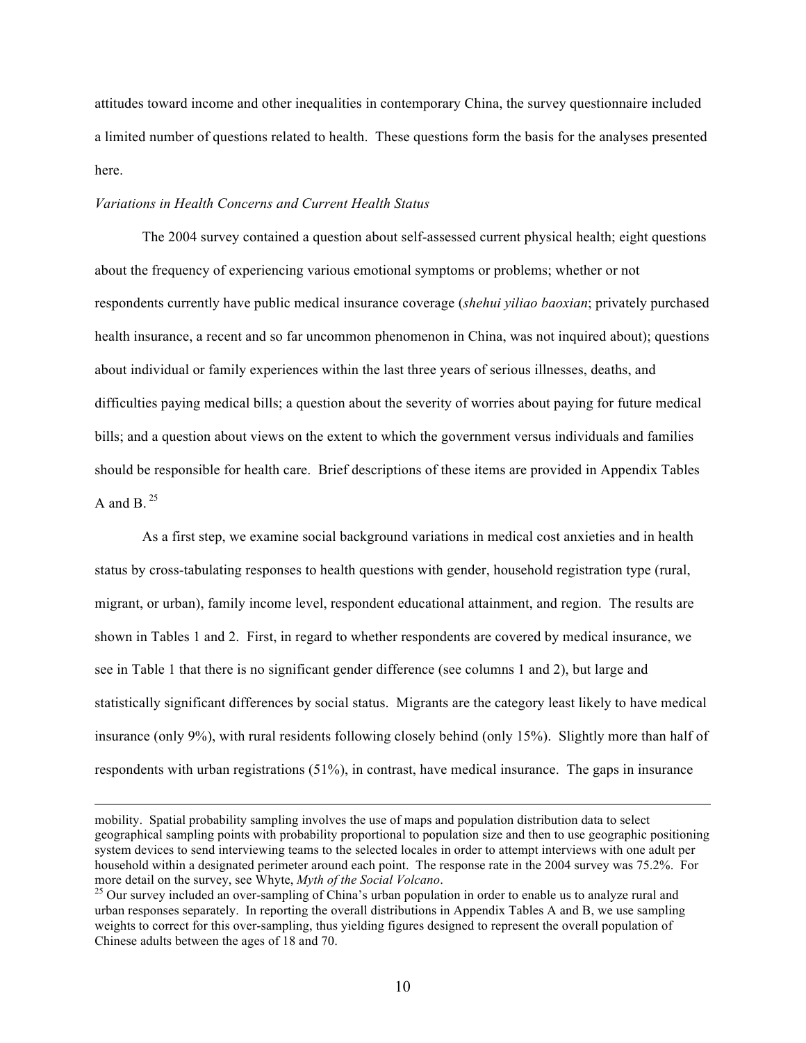attitudes toward income and other inequalities in contemporary China, the survey questionnaire included a limited number of questions related to health. These questions form the basis for the analyses presented here.

*Variations in Health Concerns and Current Health Status*

The 2004 survey contained a question about self-assessed current physical health; eight questions about the frequency of experiencing various emotional symptoms or problems; whether or not respondents currently have public medical insurance coverage (*shehui yiliao baoxian*; privately purchased health insurance, a recent and so far uncommon phenomenon in China, was not inquired about); questions about individual or family experiences within the last three years of serious illnesses, deaths, and difficulties paying medical bills; a question about the severity of worries about paying for future medical bills; and a question about views on the extent to which the government versus individuals and families should be responsible for health care. Brief descriptions of these items are provided in Appendix Tables A and B.[25]

As a first step, we examine social background variations in medical cost anxieties and in health status by cross-tabulating responses to health questions with gender, household registration type (rural, migrant, or urban), family income level, respondent educational attainment, and region. The results are shown in Tables 1 and 2. First, in regard to whether respondents are covered by medical insurance, we see in Table 1 that there is no significant gender difference (see columns 1 and 2), but large and statistically significant differences by social status. Migrants are the category least likely to have medical insurance (only 9%), with rural residents following closely behind (only 15%). Slightly more than half of respondents with urban registrations (51%), in contrast, have medical insurance. The gaps in insurance

---

mobility. Spatial probability sampling involves the use of maps and population distribution data to select geographical sampling points with probability proportional to population size and then to use geographic positioning system devices to send interviewing teams to the selected locales in order to attempt interviews with one adult per household within a designated perimeter around each point. The response rate in the 2004 survey was 75.2%. For more detail on the survey, see Whyte, *Myth of the Social Volcano*.

[25] Our survey included an over-sampling of China's urban population in order to enable us to analyze rural and urban responses separately. In reporting the overall distributions in Appendix Tables A and B, we use sampling weights to correct for this over-sampling, thus yielding figures designed to represent the overall population of Chinese adults between the ages of 18 and 70.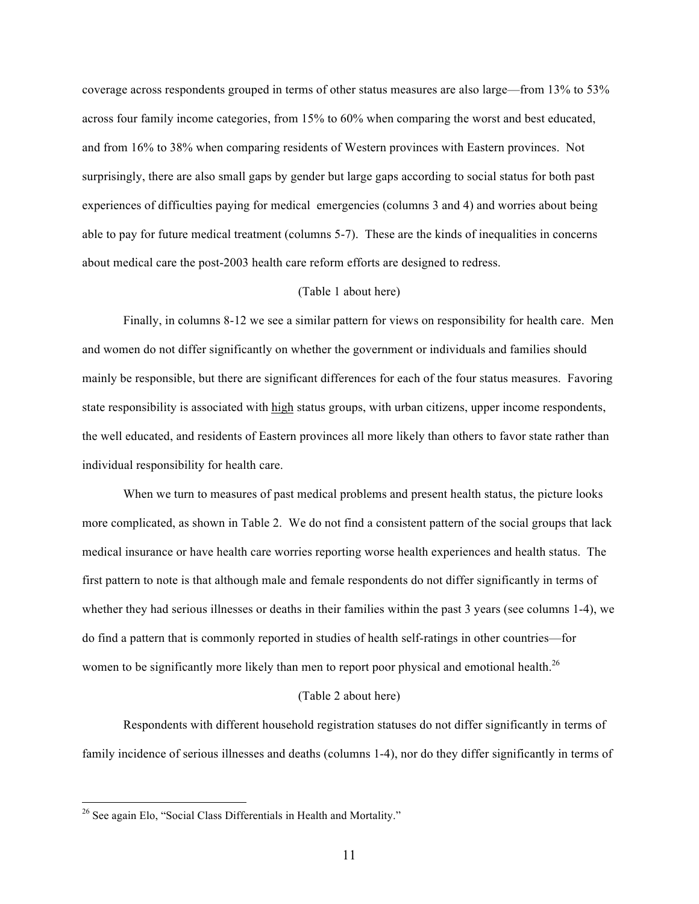coverage across respondents grouped in terms of other status measures are also large—from 13% to 53% across four family income categories, from 15% to 60% when comparing the worst and best educated, and from 16% to 38% when comparing residents of Western provinces with Eastern provinces. Not surprisingly, there are also small gaps by gender but large gaps according to social status for both past experiences of difficulties paying for medical emergencies (columns 3 and 4) and worries about being able to pay for future medical treatment (columns 5-7). These are the kinds of inequalities in concerns about medical care the post-2003 health care reform efforts are designed to redress.

(Table 1 about here)

Finally, in columns 8-12 we see a similar pattern for views on responsibility for health care. Men and women do not differ significantly on whether the government or individuals and families should mainly be responsible, but there are significant differences for each of the four status measures. Favoring state responsibility is associated with <u>high</u> status groups, with urban citizens, upper income respondents, the well educated, and residents of Eastern provinces all more likely than others to favor state rather than individual responsibility for health care.

When we turn to measures of past medical problems and present health status, the picture looks more complicated, as shown in Table 2. We do not find a consistent pattern of the social groups that lack medical insurance or have health care worries reporting worse health experiences and health status. The first pattern to note is that although male and female respondents do not differ significantly in terms of whether they had serious illnesses or deaths in their families within the past 3 years (see columns 1-4), we do find a pattern that is commonly reported in studies of health self-ratings in other countries—for women to be significantly more likely than men to report poor physical and emotional health.[26]

(Table 2 about here)

Respondents with different household registration statuses do not differ significantly in terms of family incidence of serious illnesses and deaths (columns 1-4), nor do they differ significantly in terms of

[26] See again Elo, "Social Class Differentials in Health and Mortality."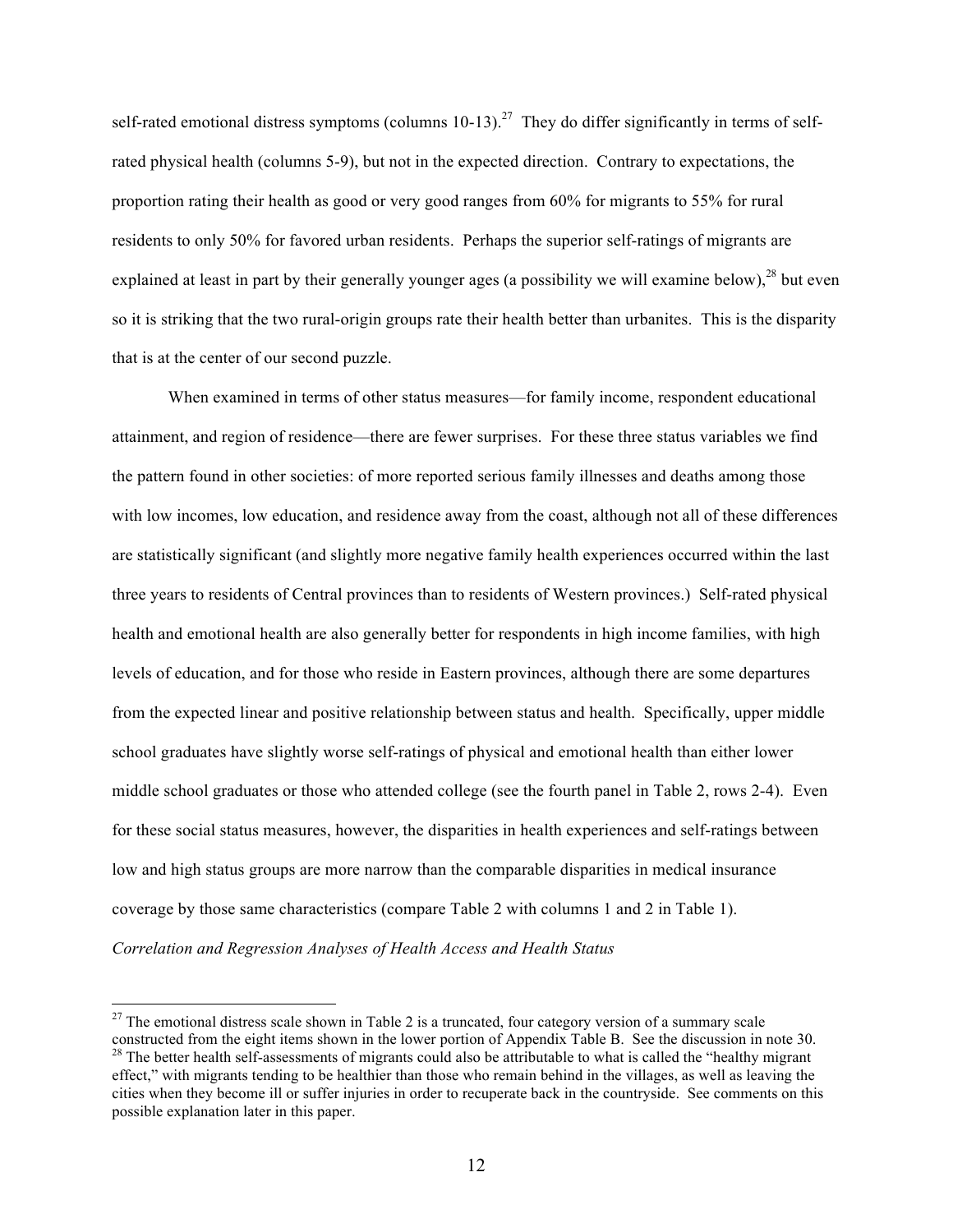self-rated emotional distress symptoms (columns 10-13).[27] They do differ significantly in terms of self-rated physical health (columns 5-9), but not in the expected direction. Contrary to expectations, the proportion rating their health as good or very good ranges from 60% for migrants to 55% for rural residents to only 50% for favored urban residents. Perhaps the superior self-ratings of migrants are explained at least in part by their generally younger ages (a possibility we will examine below),[28] but even so it is striking that the two rural-origin groups rate their health better than urbanites. This is the disparity that is at the center of our second puzzle.

When examined in terms of other status measures—for family income, respondent educational attainment, and region of residence—there are fewer surprises. For these three status variables we find the pattern found in other societies: of more reported serious family illnesses and deaths among those with low incomes, low education, and residence away from the coast, although not all of these differences are statistically significant (and slightly more negative family health experiences occurred within the last three years to residents of Central provinces than to residents of Western provinces.) Self-rated physical health and emotional health are also generally better for respondents in high income families, with high levels of education, and for those who reside in Eastern provinces, although there are some departures from the expected linear and positive relationship between status and health. Specifically, upper middle school graduates have slightly worse self-ratings of physical and emotional health than either lower middle school graduates or those who attended college (see the fourth panel in Table 2, rows 2-4). Even for these social status measures, however, the disparities in health experiences and self-ratings between low and high status groups are more narrow than the comparable disparities in medical insurance coverage by those same characteristics (compare Table 2 with columns 1 and 2 in Table 1).

*Correlation and Regression Analyses of Health Access and Health Status*

---

[27] The emotional distress scale shown in Table 2 is a truncated, four category version of a summary scale constructed from the eight items shown in the lower portion of Appendix Table B. See the discussion in note 30.

[28] The better health self-assessments of migrants could also be attributable to what is called the "healthy migrant effect," with migrants tending to be healthier than those who remain behind in the villages, as well as leaving the cities when they become ill or suffer injuries in order to recuperate back in the countryside. See comments on this possible explanation later in this paper.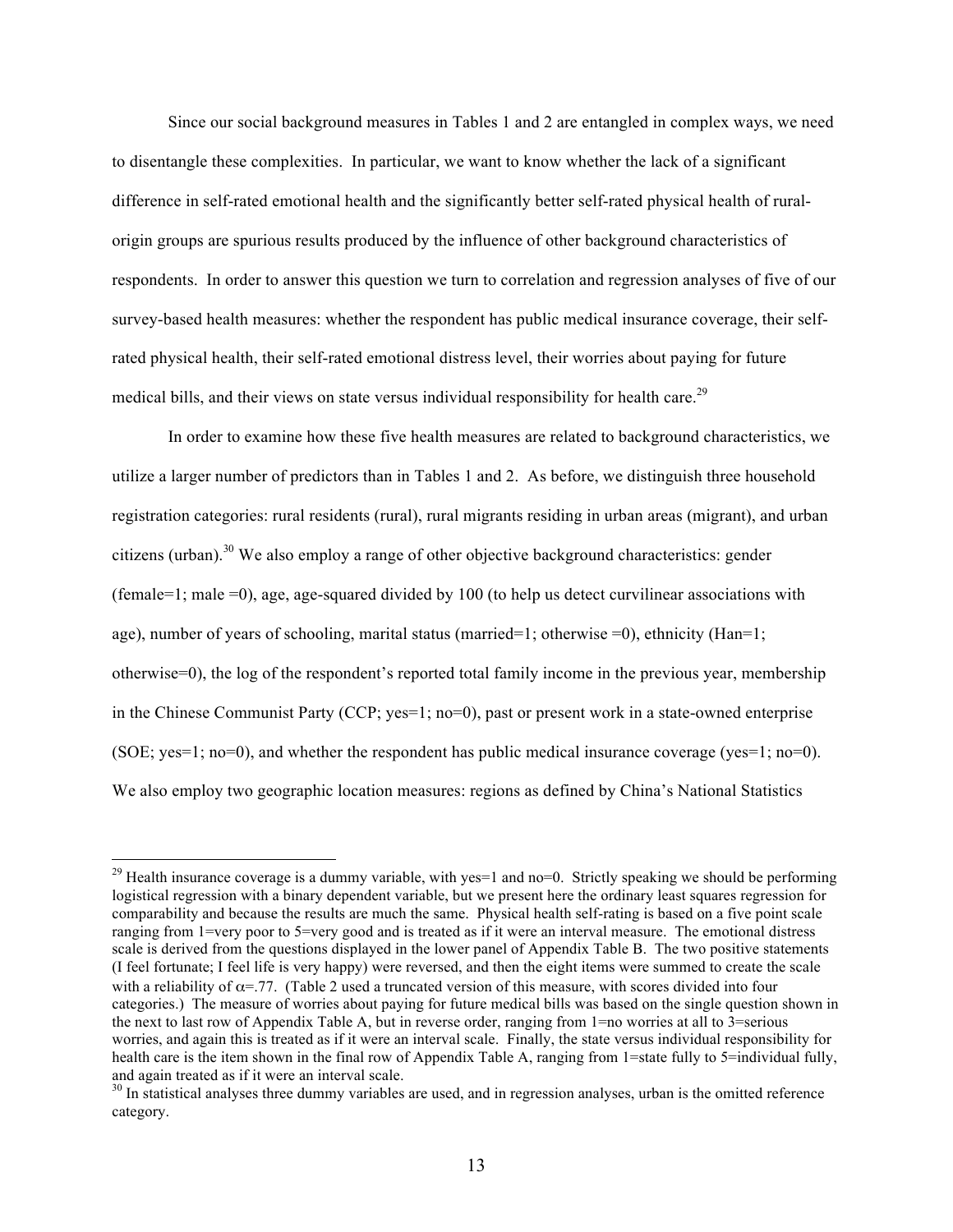Since our social background measures in Tables 1 and 2 are entangled in complex ways, we need to disentangle these complexities. In particular, we want to know whether the lack of a significant difference in self-rated emotional health and the significantly better self-rated physical health of rural-origin groups are spurious results produced by the influence of other background characteristics of respondents. In order to answer this question we turn to correlation and regression analyses of five of our survey-based health measures: whether the respondent has public medical insurance coverage, their self-rated physical health, their self-rated emotional distress level, their worries about paying for future medical bills, and their views on state versus individual responsibility for health care.[29]

In order to examine how these five health measures are related to background characteristics, we utilize a larger number of predictors than in Tables 1 and 2. As before, we distinguish three household registration categories: rural residents (rural), rural migrants residing in urban areas (migrant), and urban citizens (urban).[30] We also employ a range of other objective background characteristics: gender (female=1; male =0), age, age-squared divided by 100 (to help us detect curvilinear associations with age), number of years of schooling, marital status (married=1; otherwise =0), ethnicity (Han=1; otherwise=0), the log of the respondent's reported total family income in the previous year, membership in the Chinese Communist Party (CCP; yes=1; no=0), past or present work in a state-owned enterprise (SOE; yes=1; no=0), and whether the respondent has public medical insurance coverage (yes=1; no=0). We also employ two geographic location measures: regions as defined by China's National Statistics

[29] Health insurance coverage is a dummy variable, with yes=1 and no=0. Strictly speaking we should be performing logistical regression with a binary dependent variable, but we present here the ordinary least squares regression for comparability and because the results are much the same. Physical health self-rating is based on a five point scale ranging from 1=very poor to 5=very good and is treated as if it were an interval measure. The emotional distress scale is derived from the questions displayed in the lower panel of Appendix Table B. The two positive statements (I feel fortunate; I feel life is very happy) were reversed, and then the eight items were summed to create the scale with a reliability of $\alpha$=.77. (Table 2 used a truncated version of this measure, with scores divided into four categories.) The measure of worries about paying for future medical bills was based on the single question shown in the next to last row of Appendix Table A, but in reverse order, ranging from 1=no worries at all to 3=serious worries, and again this is treated as if it were an interval scale. Finally, the state versus individual responsibility for health care is the item shown in the final row of Appendix Table A, ranging from 1=state fully to 5=individual fully, and again treated as if it were an interval scale.

[30] In statistical analyses three dummy variables are used, and in regression analyses, urban is the omitted reference category.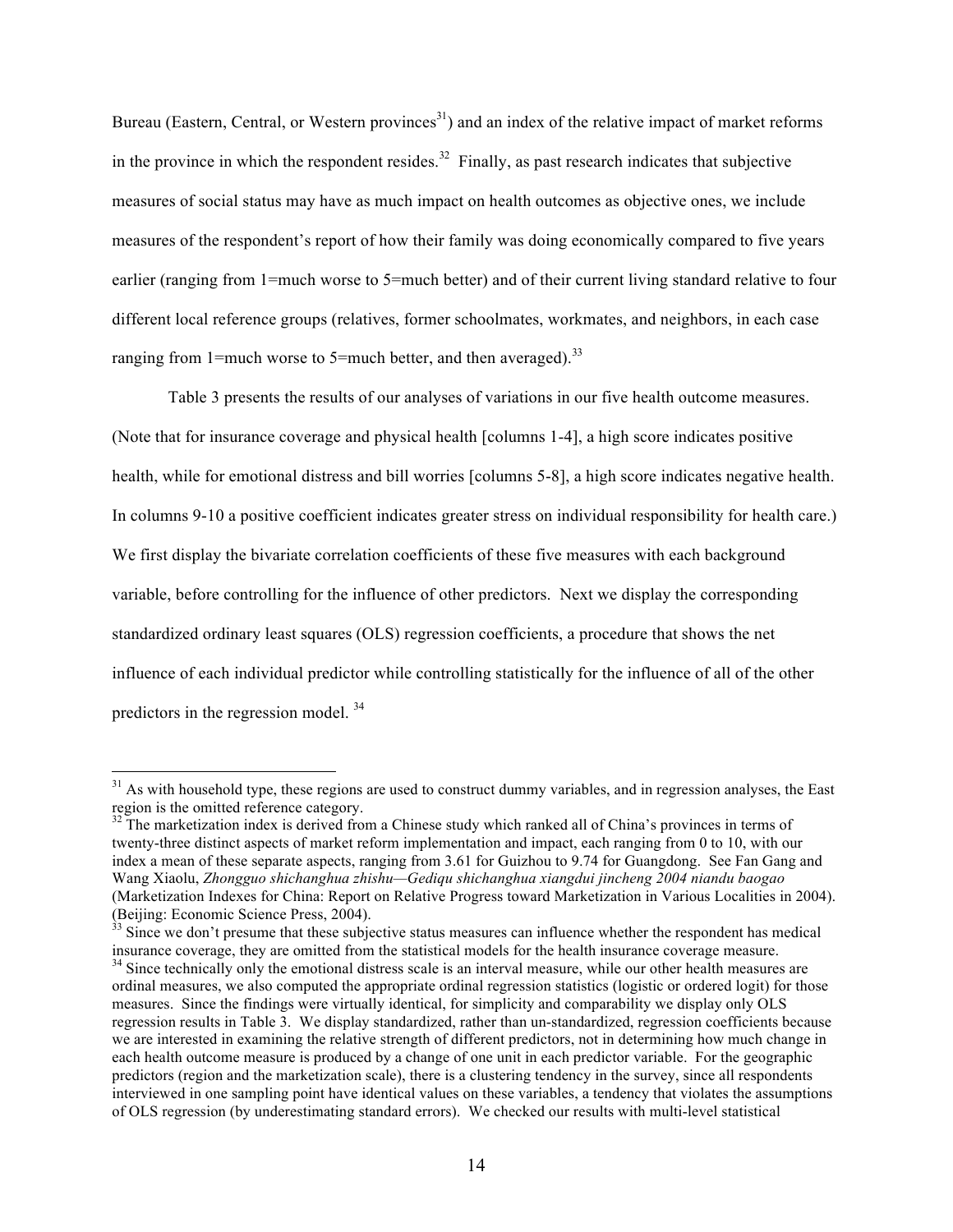Bureau (Eastern, Central, or Western provinces[31]) and an index of the relative impact of market reforms in the province in which the respondent resides.[32] Finally, as past research indicates that subjective measures of social status may have as much impact on health outcomes as objective ones, we include measures of the respondent's report of how their family was doing economically compared to five years earlier (ranging from 1=much worse to 5=much better) and of their current living standard relative to four different local reference groups (relatives, former schoolmates, workmates, and neighbors, in each case ranging from 1=much worse to 5=much better, and then averaged).[33]

Table 3 presents the results of our analyses of variations in our five health outcome measures. (Note that for insurance coverage and physical health [columns 1-4], a high score indicates positive health, while for emotional distress and bill worries [columns 5-8], a high score indicates negative health. In columns 9-10 a positive coefficient indicates greater stress on individual responsibility for health care.) We first display the bivariate correlation coefficients of these five measures with each background variable, before controlling for the influence of other predictors. Next we display the corresponding standardized ordinary least squares (OLS) regression coefficients, a procedure that shows the net influence of each individual predictor while controlling statistically for the influence of all of the other predictors in the regression model.[34]

---

[31] As with household type, these regions are used to construct dummy variables, and in regression analyses, the East region is the omitted reference category.

[32] The marketization index is derived from a Chinese study which ranked all of China's provinces in terms of twenty-three distinct aspects of market reform implementation and impact, each ranging from 0 to 10, with our index a mean of these separate aspects, ranging from 3.61 for Guizhou to 9.74 for Guangdong. See Fan Gang and Wang Xiaolu, *Zhongguo shichanghua zhishu—Gediqu shichanghua xiangdui jincheng 2004 niandu baogao* (Marketization Indexes for China: Report on Relative Progress toward Marketization in Various Localities in 2004). (Beijing: Economic Science Press, 2004).

[33] Since we don't presume that these subjective status measures can influence whether the respondent has medical insurance coverage, they are omitted from the statistical models for the health insurance coverage measure.

[34] Since technically only the emotional distress scale is an interval measure, while our other health measures are ordinal measures, we also computed the appropriate ordinal regression statistics (logistic or ordered logit) for those measures. Since the findings were virtually identical, for simplicity and comparability we display only OLS regression results in Table 3. We display standardized, rather than un-standardized, regression coefficients because we are interested in examining the relative strength of different predictors, not in determining how much change in each health outcome measure is produced by a change of one unit in each predictor variable. For the geographic predictors (region and the marketization scale), there is a clustering tendency in the survey, since all respondents interviewed in one sampling point have identical values on these variables, a tendency that violates the assumptions of OLS regression (by underestimating standard errors). We checked our results with multi-level statistical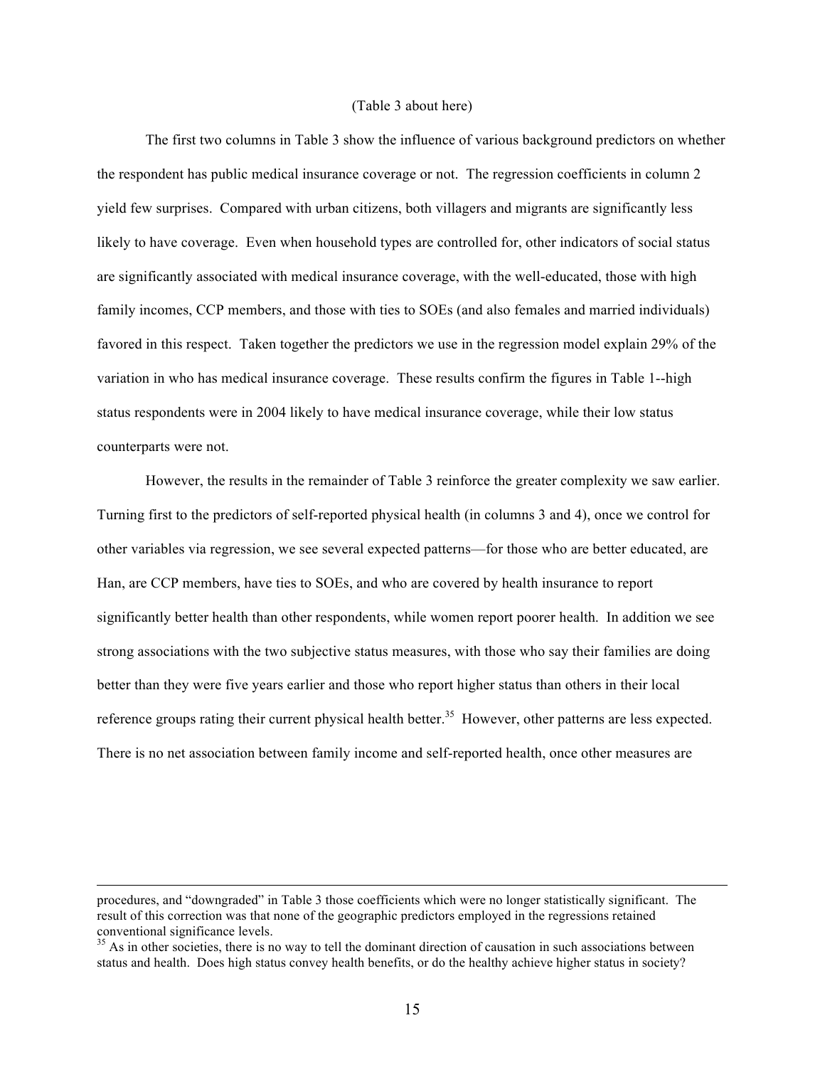(Table 3 about here)

The first two columns in Table 3 show the influence of various background predictors on whether the respondent has public medical insurance coverage or not. The regression coefficients in column 2 yield few surprises. Compared with urban citizens, both villagers and migrants are significantly less likely to have coverage. Even when household types are controlled for, other indicators of social status are significantly associated with medical insurance coverage, with the well-educated, those with high family incomes, CCP members, and those with ties to SOEs (and also females and married individuals) favored in this respect. Taken together the predictors we use in the regression model explain 29% of the variation in who has medical insurance coverage. These results confirm the figures in Table 1--high status respondents were in 2004 likely to have medical insurance coverage, while their low status counterparts were not.

However, the results in the remainder of Table 3 reinforce the greater complexity we saw earlier. Turning first to the predictors of self-reported physical health (in columns 3 and 4), once we control for other variables via regression, we see several expected patterns—for those who are better educated, are Han, are CCP members, have ties to SOEs, and who are covered by health insurance to report significantly better health than other respondents, while women report poorer health. In addition we see strong associations with the two subjective status measures, with those who say their families are doing better than they were five years earlier and those who report higher status than others in their local reference groups rating their current physical health better.[35] However, other patterns are less expected. There is no net association between family income and self-reported health, once other measures are

---

procedures, and "downgraded" in Table 3 those coefficients which were no longer statistically significant. The result of this correction was that none of the geographic predictors employed in the regressions retained conventional significance levels.

[35] As in other societies, there is no way to tell the dominant direction of causation in such associations between status and health. Does high status convey health benefits, or do the healthy achieve higher status in society?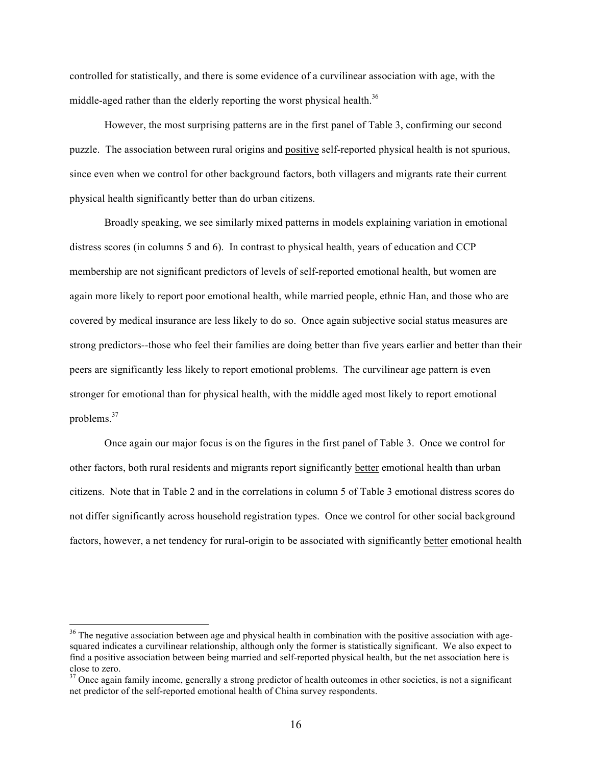controlled for statistically, and there is some evidence of a curvilinear association with age, with the middle-aged rather than the elderly reporting the worst physical health.[36]

However, the most surprising patterns are in the first panel of Table 3, confirming our second puzzle. The association between rural origins and positive self-reported physical health is not spurious, since even when we control for other background factors, both villagers and migrants rate their current physical health significantly better than do urban citizens.

Broadly speaking, we see similarly mixed patterns in models explaining variation in emotional distress scores (in columns 5 and 6). In contrast to physical health, years of education and CCP membership are not significant predictors of levels of self-reported emotional health, but women are again more likely to report poor emotional health, while married people, ethnic Han, and those who are covered by medical insurance are less likely to do so. Once again subjective social status measures are strong predictors--those who feel their families are doing better than five years earlier and better than their peers are significantly less likely to report emotional problems. The curvilinear age pattern is even stronger for emotional than for physical health, with the middle aged most likely to report emotional problems.[37]

Once again our major focus is on the figures in the first panel of Table 3. Once we control for other factors, both rural residents and migrants report significantly better emotional health than urban citizens. Note that in Table 2 and in the correlations in column 5 of Table 3 emotional distress scores do not differ significantly across household registration types. Once we control for other social background factors, however, a net tendency for rural-origin to be associated with significantly better emotional health

---

[36] The negative association between age and physical health in combination with the positive association with age-squared indicates a curvilinear relationship, although only the former is statistically significant. We also expect to find a positive association between being married and self-reported physical health, but the net association here is close to zero.

[37] Once again family income, generally a strong predictor of health outcomes in other societies, is not a significant net predictor of the self-reported emotional health of China survey respondents.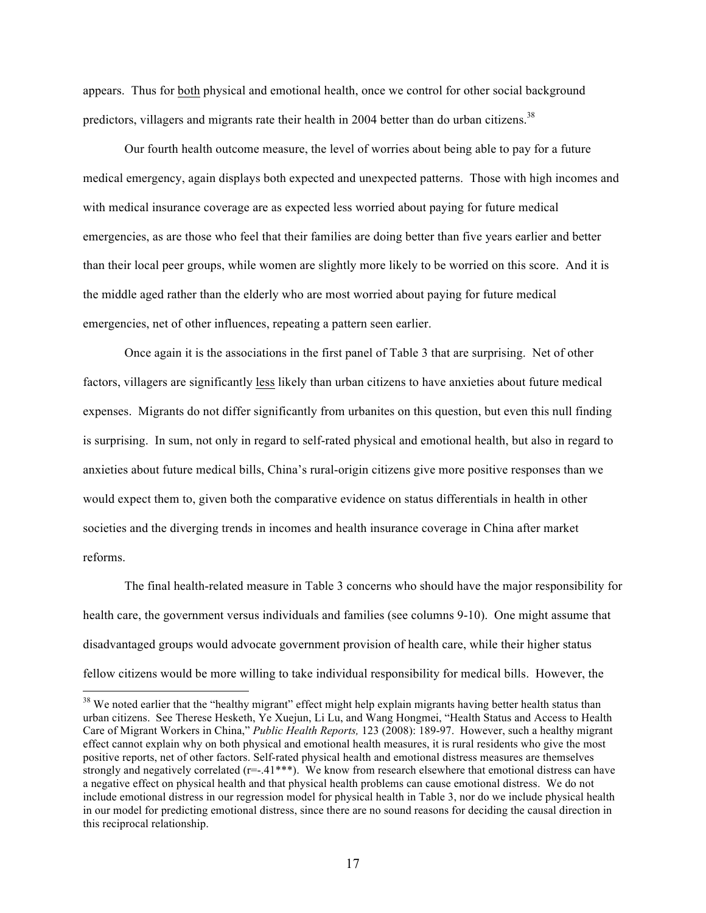appears. Thus for both physical and emotional health, once we control for other social background predictors, villagers and migrants rate their health in 2004 better than do urban citizens.[38]

Our fourth health outcome measure, the level of worries about being able to pay for a future medical emergency, again displays both expected and unexpected patterns. Those with high incomes and with medical insurance coverage are as expected less worried about paying for future medical emergencies, as are those who feel that their families are doing better than five years earlier and better than their local peer groups, while women are slightly more likely to be worried on this score. And it is the middle aged rather than the elderly who are most worried about paying for future medical emergencies, net of other influences, repeating a pattern seen earlier.

Once again it is the associations in the first panel of Table 3 that are surprising. Net of other factors, villagers are significantly less likely than urban citizens to have anxieties about future medical expenses. Migrants do not differ significantly from urbanites on this question, but even this null finding is surprising. In sum, not only in regard to self-rated physical and emotional health, but also in regard to anxieties about future medical bills, China's rural-origin citizens give more positive responses than we would expect them to, given both the comparative evidence on status differentials in health in other societies and the diverging trends in incomes and health insurance coverage in China after market reforms.

The final health-related measure in Table 3 concerns who should have the major responsibility for health care, the government versus individuals and families (see columns 9-10). One might assume that disadvantaged groups would advocate government provision of health care, while their higher status fellow citizens would be more willing to take individual responsibility for medical bills. However, the

---

[38] We noted earlier that the "healthy migrant" effect might help explain migrants having better health status than urban citizens. See Therese Hesketh, Ye Xuejun, Li Lu, and Wang Hongmei, "Health Status and Access to Health Care of Migrant Workers in China," *Public Health Reports,* 123 (2008): 189-97. However, such a healthy migrant effect cannot explain why on both physical and emotional health measures, it is rural residents who give the most positive reports, net of other factors. Self-rated physical health and emotional distress measures are themselves strongly and negatively correlated (r=-.41***). We know from research elsewhere that emotional distress can have a negative effect on physical health and that physical health problems can cause emotional distress. We do not include emotional distress in our regression model for physical health in Table 3, nor do we include physical health in our model for predicting emotional distress, since there are no sound reasons for deciding the causal direction in this reciprocal relationship.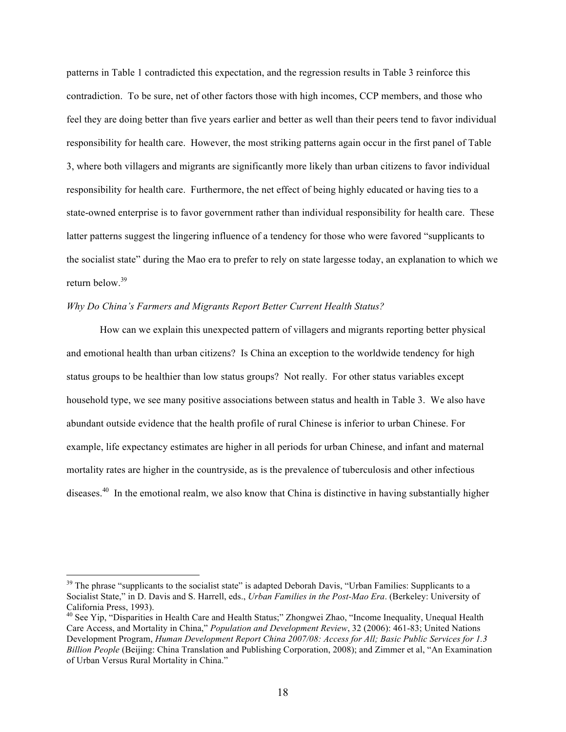patterns in Table 1 contradicted this expectation, and the regression results in Table 3 reinforce this contradiction. To be sure, net of other factors those with high incomes, CCP members, and those who feel they are doing better than five years earlier and better as well than their peers tend to favor individual responsibility for health care. However, the most striking patterns again occur in the first panel of Table 3, where both villagers and migrants are significantly more likely than urban citizens to favor individual responsibility for health care. Furthermore, the net effect of being highly educated or having ties to a state-owned enterprise is to favor government rather than individual responsibility for health care. These latter patterns suggest the lingering influence of a tendency for those who were favored "supplicants to the socialist state" during the Mao era to prefer to rely on state largesse today, an explanation to which we return below.[39]

*Why Do China's Farmers and Migrants Report Better Current Health Status?*

How can we explain this unexpected pattern of villagers and migrants reporting better physical and emotional health than urban citizens? Is China an exception to the worldwide tendency for high status groups to be healthier than low status groups? Not really. For other status variables except household type, we see many positive associations between status and health in Table 3. We also have abundant outside evidence that the health profile of rural Chinese is inferior to urban Chinese. For example, life expectancy estimates are higher in all periods for urban Chinese, and infant and maternal mortality rates are higher in the countryside, as is the prevalence of tuberculosis and other infectious diseases.[40] In the emotional realm, we also know that China is distinctive in having substantially higher

---

[39] The phrase "supplicants to the socialist state" is adapted Deborah Davis, "Urban Families: Supplicants to a Socialist State," in D. Davis and S. Harrell, eds., *Urban Families in the Post-Mao Era*. (Berkeley: University of California Press, 1993).

[40] See Yip, "Disparities in Health Care and Health Status;" Zhongwei Zhao, "Income Inequality, Unequal Health Care Access, and Mortality in China," *Population and Development Review*, 32 (2006): 461-83; United Nations Development Program, *Human Development Report China 2007/08: Access for All; Basic Public Services for 1.3 Billion People* (Beijing: China Translation and Publishing Corporation, 2008); and Zimmer et al, "An Examination of Urban Versus Rural Mortality in China."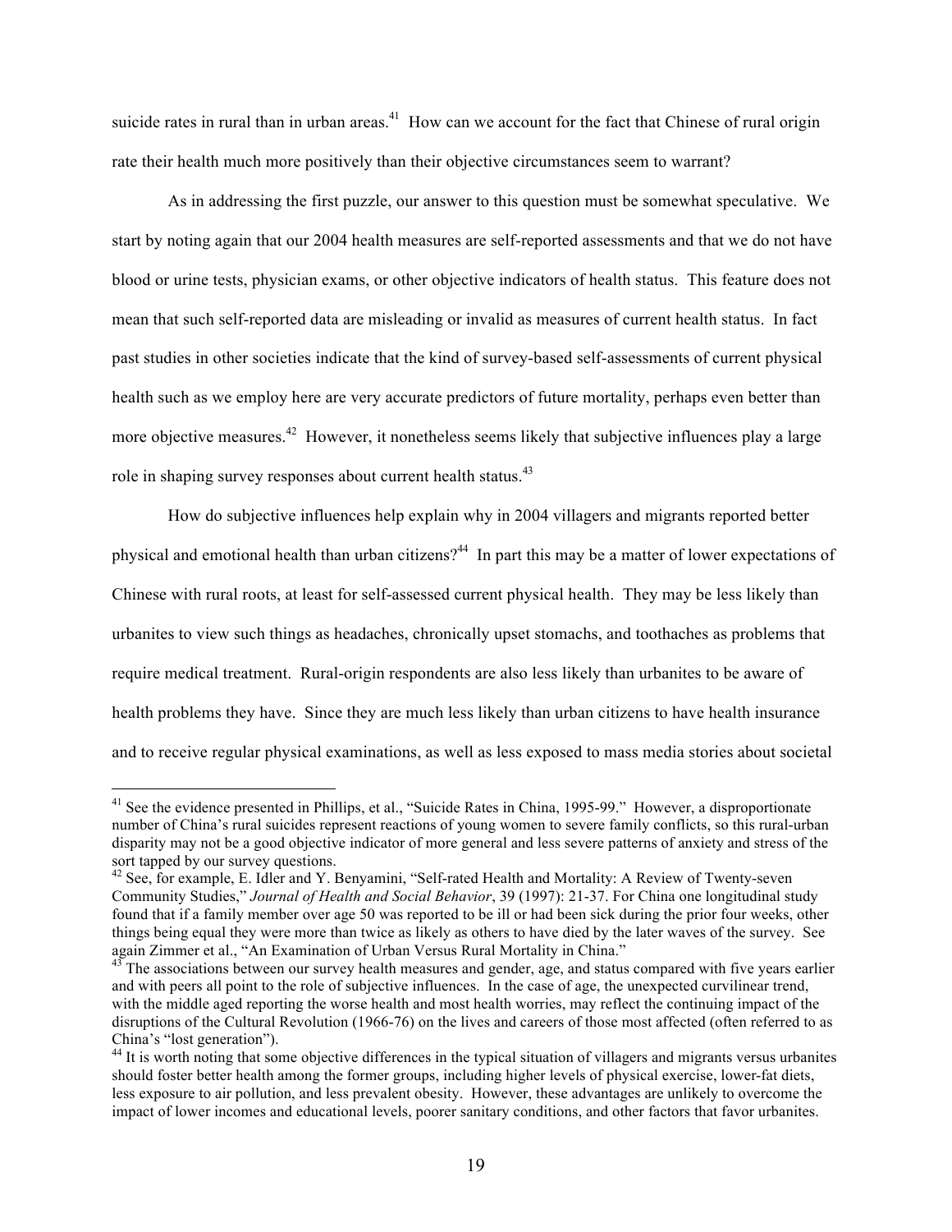suicide rates in rural than in urban areas.[41] How can we account for the fact that Chinese of rural origin rate their health much more positively than their objective circumstances seem to warrant?

As in addressing the first puzzle, our answer to this question must be somewhat speculative. We start by noting again that our 2004 health measures are self-reported assessments and that we do not have blood or urine tests, physician exams, or other objective indicators of health status. This feature does not mean that such self-reported data are misleading or invalid as measures of current health status. In fact past studies in other societies indicate that the kind of survey-based self-assessments of current physical health such as we employ here are very accurate predictors of future mortality, perhaps even better than more objective measures.[42] However, it nonetheless seems likely that subjective influences play a large role in shaping survey responses about current health status.[43]

How do subjective influences help explain why in 2004 villagers and migrants reported better physical and emotional health than urban citizens?[44] In part this may be a matter of lower expectations of Chinese with rural roots, at least for self-assessed current physical health. They may be less likely than urbanites to view such things as headaches, chronically upset stomachs, and toothaches as problems that require medical treatment. Rural-origin respondents are also less likely than urbanites to be aware of health problems they have. Since they are much less likely than urban citizens to have health insurance and to receive regular physical examinations, as well as less exposed to mass media stories about societal

---

[41] See the evidence presented in Phillips, et al., "Suicide Rates in China, 1995-99." However, a disproportionate number of China's rural suicides represent reactions of young women to severe family conflicts, so this rural-urban disparity may not be a good objective indicator of more general and less severe patterns of anxiety and stress of the sort tapped by our survey questions.

[42] See, for example, E. Idler and Y. Benyamini, "Self-rated Health and Mortality: A Review of Twenty-seven Community Studies," *Journal of Health and Social Behavior*, 39 (1997): 21-37. For China one longitudinal study found that if a family member over age 50 was reported to be ill or had been sick during the prior four weeks, other things being equal they were more than twice as likely as others to have died by the later waves of the survey. See again Zimmer et al., "An Examination of Urban Versus Rural Mortality in China."

[43] The associations between our survey health measures and gender, age, and status compared with five years earlier and with peers all point to the role of subjective influences. In the case of age, the unexpected curvilinear trend, with the middle aged reporting the worse health and most health worries, may reflect the continuing impact of the disruptions of the Cultural Revolution (1966-76) on the lives and careers of those most affected (often referred to as China's "lost generation").

[44] It is worth noting that some objective differences in the typical situation of villagers and migrants versus urbanites should foster better health among the former groups, including higher levels of physical exercise, lower-fat diets, less exposure to air pollution, and less prevalent obesity. However, these advantages are unlikely to overcome the impact of lower incomes and educational levels, poorer sanitary conditions, and other factors that favor urbanites.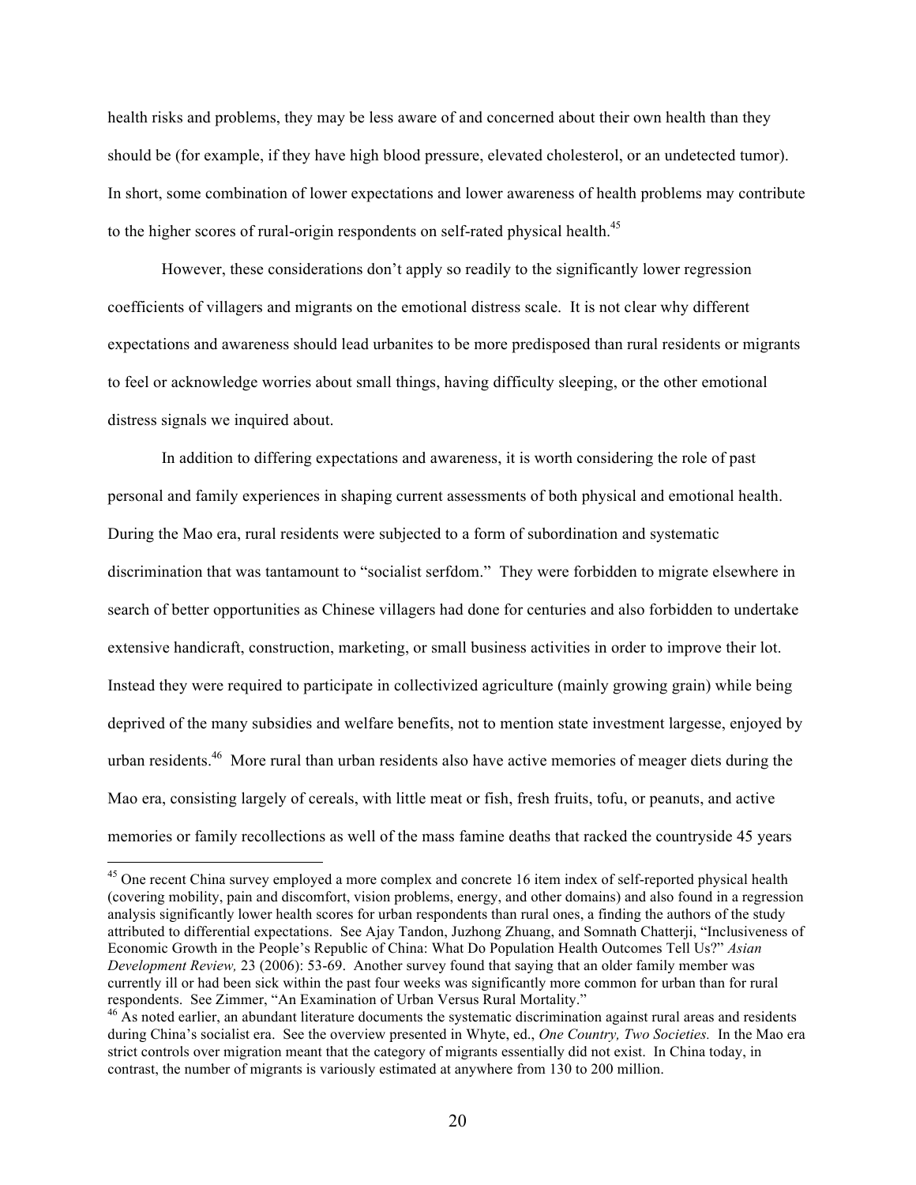health risks and problems, they may be less aware of and concerned about their own health than they should be (for example, if they have high blood pressure, elevated cholesterol, or an undetected tumor). In short, some combination of lower expectations and lower awareness of health problems may contribute to the higher scores of rural-origin respondents on self-rated physical health.[45]

However, these considerations don't apply so readily to the significantly lower regression coefficients of villagers and migrants on the emotional distress scale. It is not clear why different expectations and awareness should lead urbanites to be more predisposed than rural residents or migrants to feel or acknowledge worries about small things, having difficulty sleeping, or the other emotional distress signals we inquired about.

In addition to differing expectations and awareness, it is worth considering the role of past personal and family experiences in shaping current assessments of both physical and emotional health. During the Mao era, rural residents were subjected to a form of subordination and systematic discrimination that was tantamount to "socialist serfdom." They were forbidden to migrate elsewhere in search of better opportunities as Chinese villagers had done for centuries and also forbidden to undertake extensive handicraft, construction, marketing, or small business activities in order to improve their lot. Instead they were required to participate in collectivized agriculture (mainly growing grain) while being deprived of the many subsidies and welfare benefits, not to mention state investment largesse, enjoyed by urban residents.[46] More rural than urban residents also have active memories of meager diets during the Mao era, consisting largely of cereals, with little meat or fish, fresh fruits, tofu, or peanuts, and active memories or family recollections as well of the mass famine deaths that racked the countryside 45 years

---

[45] One recent China survey employed a more complex and concrete 16 item index of self-reported physical health (covering mobility, pain and discomfort, vision problems, energy, and other domains) and also found in a regression analysis significantly lower health scores for urban respondents than rural ones, a finding the authors of the study attributed to differential expectations. See Ajay Tandon, Juzhong Zhuang, and Somnath Chatterji, "Inclusiveness of Economic Growth in the People's Republic of China: What Do Population Health Outcomes Tell Us?" *Asian Development Review,* 23 (2006): 53-69. Another survey found that saying that an older family member was currently ill or had been sick within the past four weeks was significantly more common for urban than for rural respondents. See Zimmer, "An Examination of Urban Versus Rural Mortality."

[46] As noted earlier, an abundant literature documents the systematic discrimination against rural areas and residents during China's socialist era. See the overview presented in Whyte, ed., *One Country, Two Societies.* In the Mao era strict controls over migration meant that the category of migrants essentially did not exist. In China today, in contrast, the number of migrants is variously estimated at anywhere from 130 to 200 million.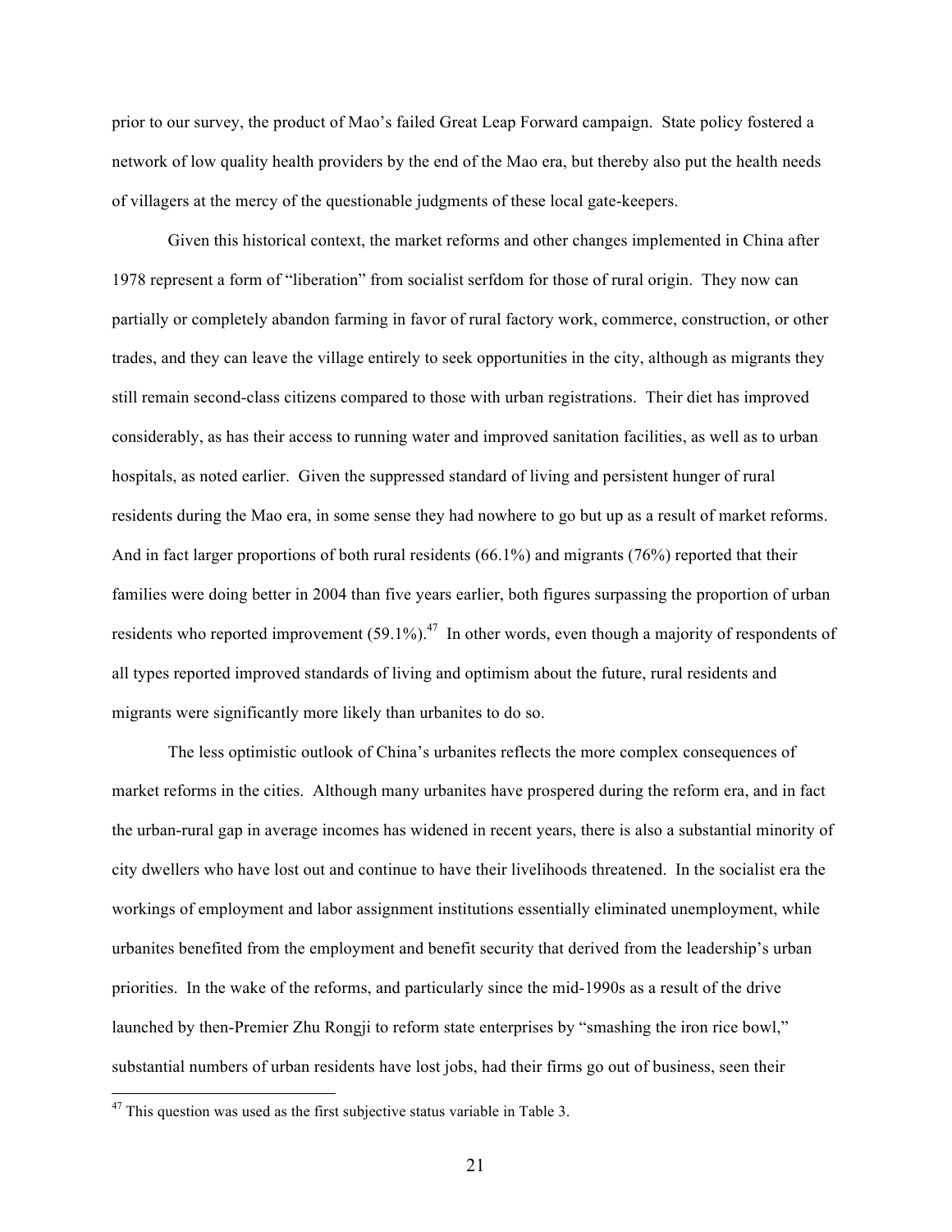prior to our survey, the product of Mao's failed Great Leap Forward campaign. State policy fostered a network of low quality health providers by the end of the Mao era, but thereby also put the health needs of villagers at the mercy of the questionable judgments of these local gate-keepers.

Given this historical context, the market reforms and other changes implemented in China after 1978 represent a form of "liberation" from socialist serfdom for those of rural origin. They now can partially or completely abandon farming in favor of rural factory work, commerce, construction, or other trades, and they can leave the village entirely to seek opportunities in the city, although as migrants they still remain second-class citizens compared to those with urban registrations. Their diet has improved considerably, as has their access to running water and improved sanitation facilities, as well as to urban hospitals, as noted earlier. Given the suppressed standard of living and persistent hunger of rural residents during the Mao era, in some sense they had nowhere to go but up as a result of market reforms. And in fact larger proportions of both rural residents (66.1%) and migrants (76%) reported that their families were doing better in 2004 than five years earlier, both figures surpassing the proportion of urban residents who reported improvement (59.1%).[47] In other words, even though a majority of respondents of all types reported improved standards of living and optimism about the future, rural residents and migrants were significantly more likely than urbanites to do so.

The less optimistic outlook of China's urbanites reflects the more complex consequences of market reforms in the cities. Although many urbanites have prospered during the reform era, and in fact the urban-rural gap in average incomes has widened in recent years, there is also a substantial minority of city dwellers who have lost out and continue to have their livelihoods threatened. In the socialist era the workings of employment and labor assignment institutions essentially eliminated unemployment, while urbanites benefited from the employment and benefit security that derived from the leadership's urban priorities. In the wake of the reforms, and particularly since the mid-1990s as a result of the drive launched by then-Premier Zhu Rongji to reform state enterprises by "smashing the iron rice bowl," substantial numbers of urban residents have lost jobs, had their firms go out of business, seen their

[47] This question was used as the first subjective status variable in Table 3.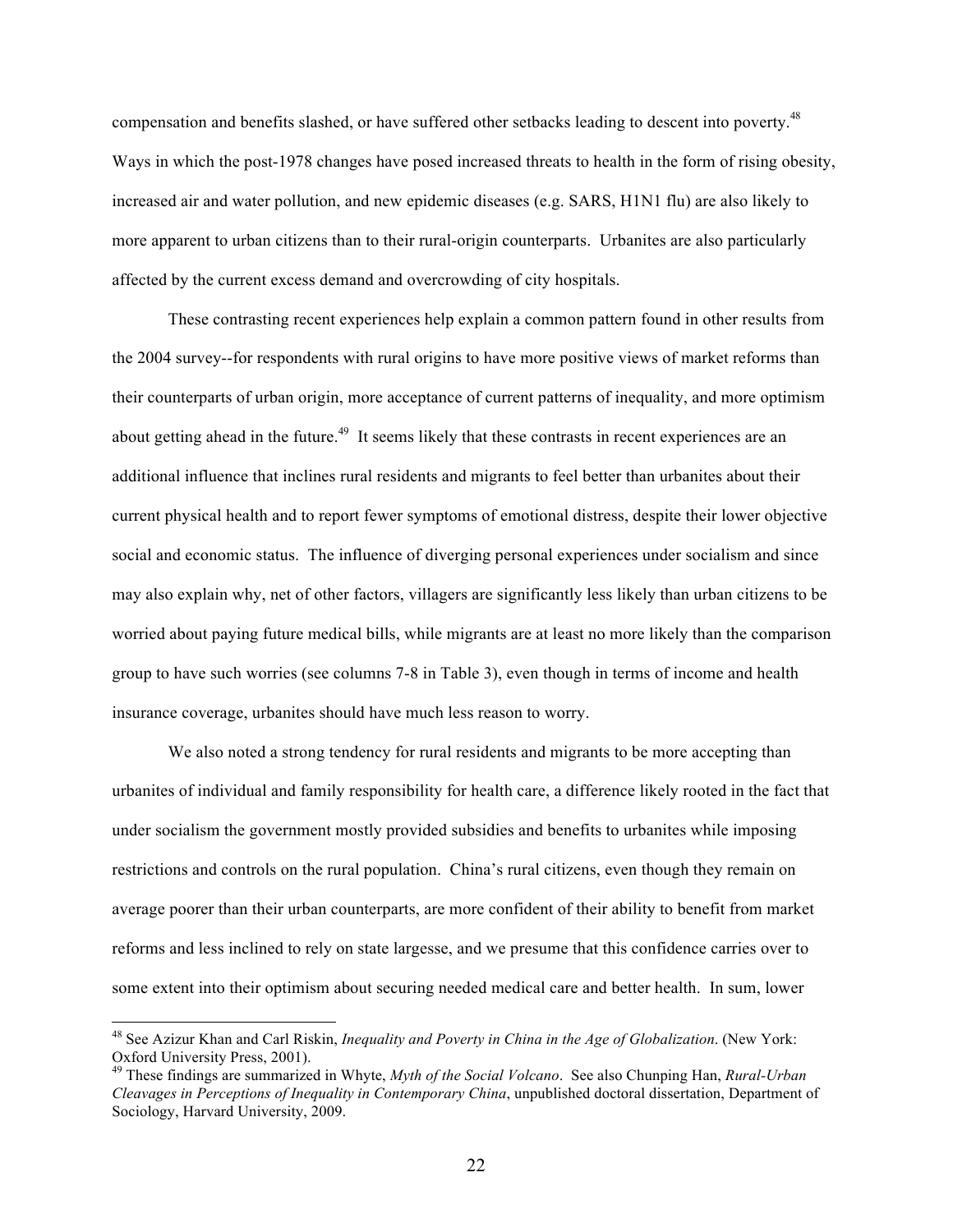compensation and benefits slashed, or have suffered other setbacks leading to descent into poverty.[48] Ways in which the post-1978 changes have posed increased threats to health in the form of rising obesity, increased air and water pollution, and new epidemic diseases (e.g. SARS, H1N1 flu) are also likely to more apparent to urban citizens than to their rural-origin counterparts. Urbanites are also particularly affected by the current excess demand and overcrowding of city hospitals.

These contrasting recent experiences help explain a common pattern found in other results from the 2004 survey--for respondents with rural origins to have more positive views of market reforms than their counterparts of urban origin, more acceptance of current patterns of inequality, and more optimism about getting ahead in the future.[49] It seems likely that these contrasts in recent experiences are an additional influence that inclines rural residents and migrants to feel better than urbanites about their current physical health and to report fewer symptoms of emotional distress, despite their lower objective social and economic status. The influence of diverging personal experiences under socialism and since may also explain why, net of other factors, villagers are significantly less likely than urban citizens to be worried about paying future medical bills, while migrants are at least no more likely than the comparison group to have such worries (see columns 7-8 in Table 3), even though in terms of income and health insurance coverage, urbanites should have much less reason to worry.

We also noted a strong tendency for rural residents and migrants to be more accepting than urbanites of individual and family responsibility for health care, a difference likely rooted in the fact that under socialism the government mostly provided subsidies and benefits to urbanites while imposing restrictions and controls on the rural population. China's rural citizens, even though they remain on average poorer than their urban counterparts, are more confident of their ability to benefit from market reforms and less inclined to rely on state largesse, and we presume that this confidence carries over to some extent into their optimism about securing needed medical care and better health. In sum, lower

[48] See Azizur Khan and Carl Riskin, *Inequality and Poverty in China in the Age of Globalization*. (New York: Oxford University Press, 2001).

[49] These findings are summarized in Whyte, *Myth of the Social Volcano*. See also Chunping Han, *Rural-Urban Cleavages in Perceptions of Inequality in Contemporary China*, unpublished doctoral dissertation, Department of Sociology, Harvard University, 2009.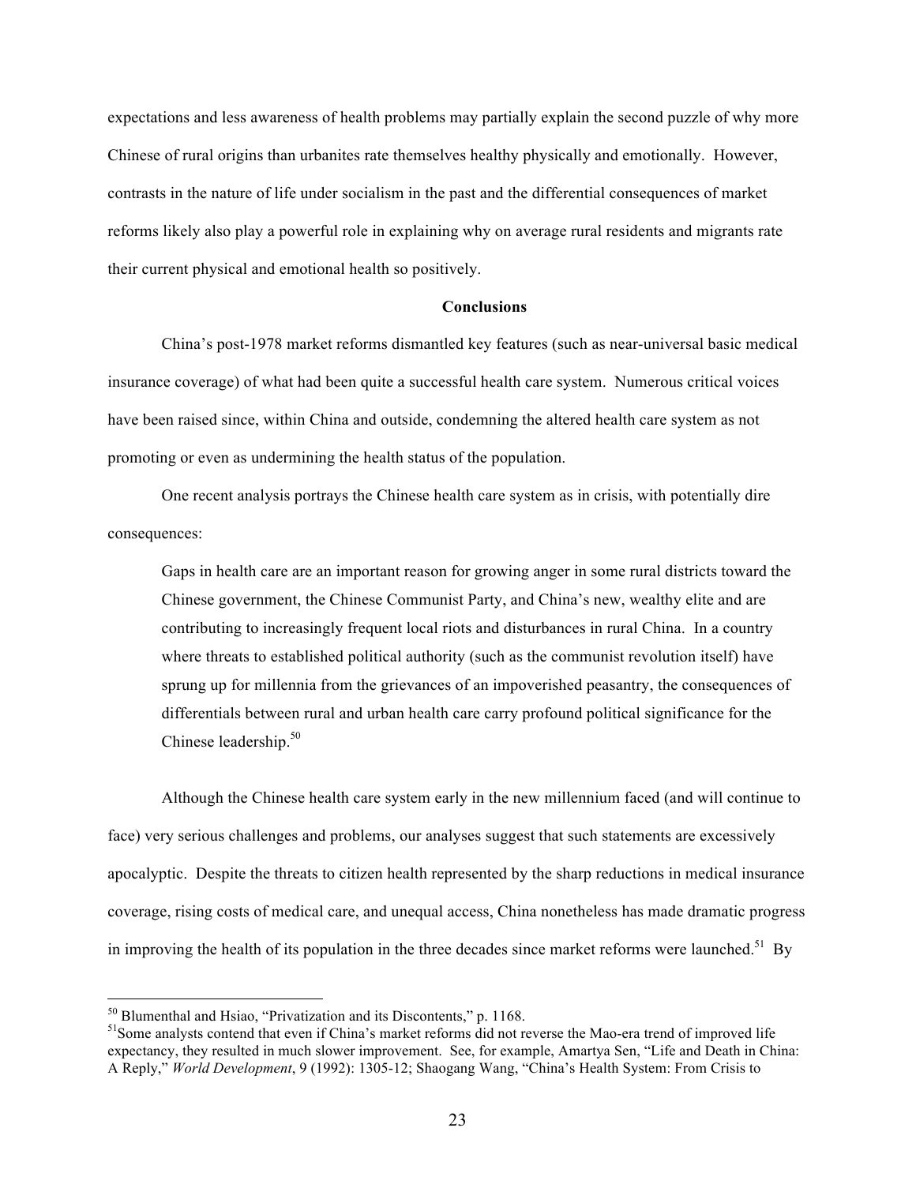expectations and less awareness of health problems may partially explain the second puzzle of why more Chinese of rural origins than urbanites rate themselves healthy physically and emotionally. However, contrasts in the nature of life under socialism in the past and the differential consequences of market reforms likely also play a powerful role in explaining why on average rural residents and migrants rate their current physical and emotional health so positively.

## Conclusions

China's post-1978 market reforms dismantled key features (such as near-universal basic medical insurance coverage) of what had been quite a successful health care system. Numerous critical voices have been raised since, within China and outside, condemning the altered health care system as not promoting or even as undermining the health status of the population.

One recent analysis portrays the Chinese health care system as in crisis, with potentially dire consequences:

> Gaps in health care are an important reason for growing anger in some rural districts toward the Chinese government, the Chinese Communist Party, and China's new, wealthy elite and are contributing to increasingly frequent local riots and disturbances in rural China. In a country where threats to established political authority (such as the communist revolution itself) have sprung up for millennia from the grievances of an impoverished peasantry, the consequences of differentials between rural and urban health care carry profound political significance for the Chinese leadership.[50]

Although the Chinese health care system early in the new millennium faced (and will continue to face) very serious challenges and problems, our analyses suggest that such statements are excessively apocalyptic. Despite the threats to citizen health represented by the sharp reductions in medical insurance coverage, rising costs of medical care, and unequal access, China nonetheless has made dramatic progress in improving the health of its population in the three decades since market reforms were launched.[51] By

---

[50] Blumenthal and Hsiao, "Privatization and its Discontents," p. 1168.

[51] Some analysts contend that even if China's market reforms did not reverse the Mao-era trend of improved life expectancy, they resulted in much slower improvement. See, for example, Amartya Sen, "Life and Death in China: A Reply," *World Development*, 9 (1992): 1305-12; Shaogang Wang, "China's Health System: From Crisis to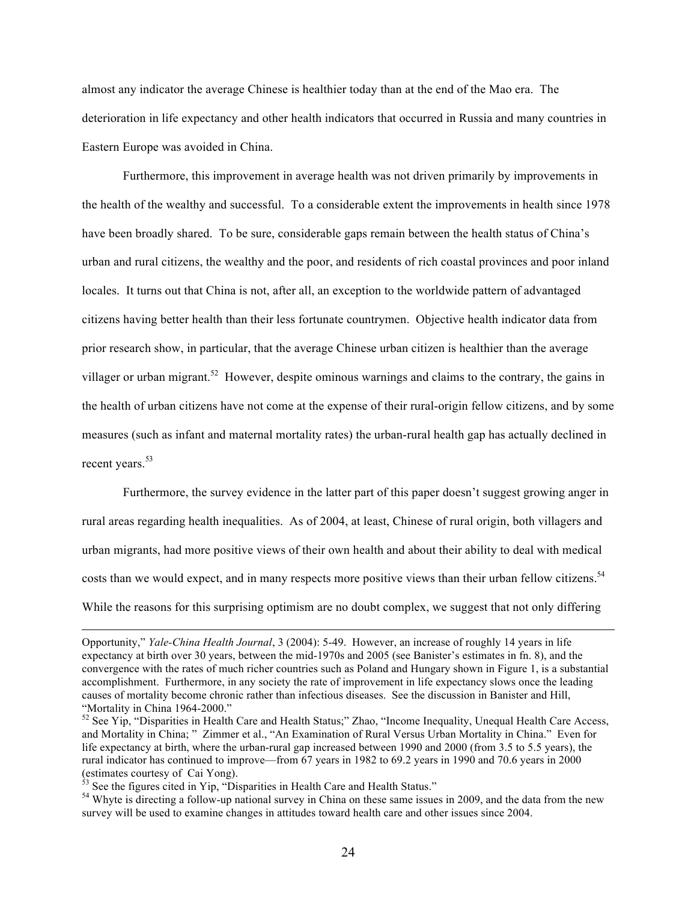almost any indicator the average Chinese is healthier today than at the end of the Mao era. The deterioration in life expectancy and other health indicators that occurred in Russia and many countries in Eastern Europe was avoided in China.

Furthermore, this improvement in average health was not driven primarily by improvements in the health of the wealthy and successful. To a considerable extent the improvements in health since 1978 have been broadly shared. To be sure, considerable gaps remain between the health status of China's urban and rural citizens, the wealthy and the poor, and residents of rich coastal provinces and poor inland locales. It turns out that China is not, after all, an exception to the worldwide pattern of advantaged citizens having better health than their less fortunate countrymen. Objective health indicator data from prior research show, in particular, that the average Chinese urban citizen is healthier than the average villager or urban migrant.[52] However, despite ominous warnings and claims to the contrary, the gains in the health of urban citizens have not come at the expense of their rural-origin fellow citizens, and by some measures (such as infant and maternal mortality rates) the urban-rural health gap has actually declined in recent years.[53]

Furthermore, the survey evidence in the latter part of this paper doesn't suggest growing anger in rural areas regarding health inequalities. As of 2004, at least, Chinese of rural origin, both villagers and urban migrants, had more positive views of their own health and about their ability to deal with medical costs than we would expect, and in many respects more positive views than their urban fellow citizens.[54] While the reasons for this surprising optimism are no doubt complex, we suggest that not only differing

---

Opportunity," *Yale-China Health Journal*, 3 (2004): 5-49. However, an increase of roughly 14 years in life expectancy at birth over 30 years, between the mid-1970s and 2005 (see Banister's estimates in fn. 8), and the convergence with the rates of much richer countries such as Poland and Hungary shown in Figure 1, is a substantial accomplishment. Furthermore, in any society the rate of improvement in life expectancy slows once the leading causes of mortality become chronic rather than infectious diseases. See the discussion in Banister and Hill, "Mortality in China 1964-2000."

[52] See Yip, "Disparities in Health Care and Health Status;" Zhao, "Income Inequality, Unequal Health Care Access, and Mortality in China; " Zimmer et al., "An Examination of Rural Versus Urban Mortality in China." Even for life expectancy at birth, where the urban-rural gap increased between 1990 and 2000 (from 3.5 to 5.5 years), the rural indicator has continued to improve—from 67 years in 1982 to 69.2 years in 1990 and 70.6 years in 2000 (estimates courtesy of Cai Yong).

[53] See the figures cited in Yip, "Disparities in Health Care and Health Status."

[54] Whyte is directing a follow-up national survey in China on these same issues in 2009, and the data from the new survey will be used to examine changes in attitudes toward health care and other issues since 2004.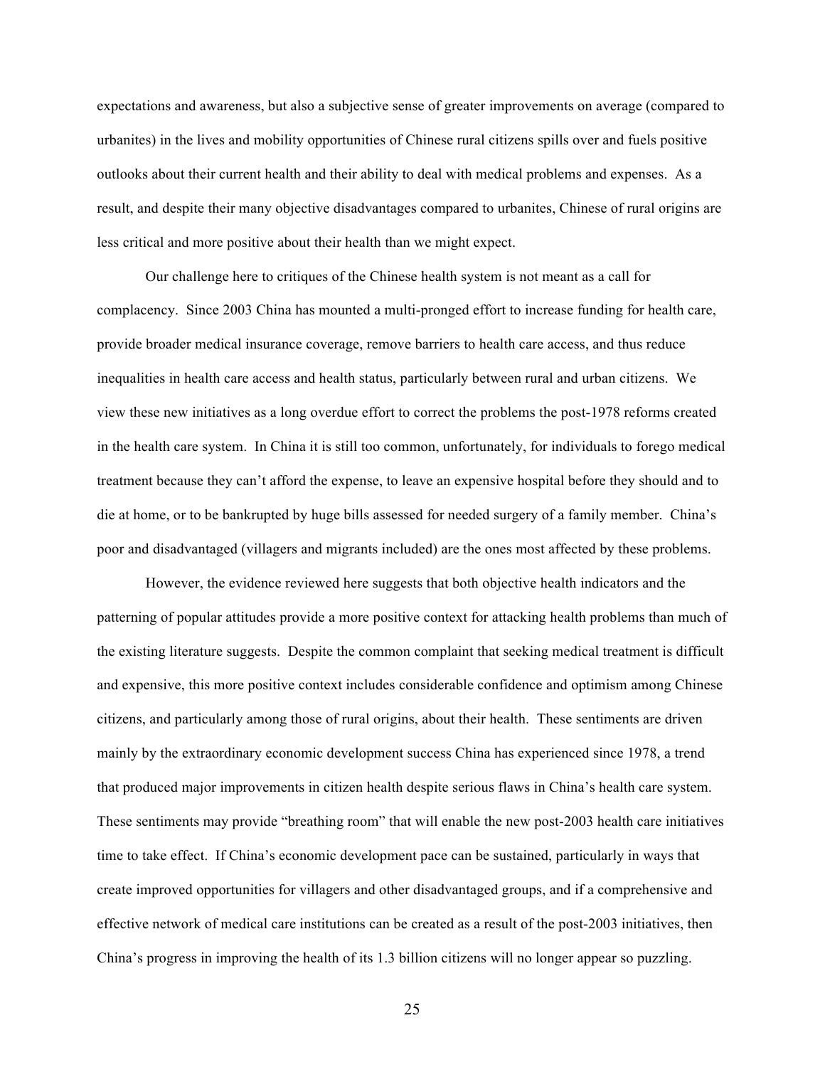expectations and awareness, but also a subjective sense of greater improvements on average (compared to urbanites) in the lives and mobility opportunities of Chinese rural citizens spills over and fuels positive outlooks about their current health and their ability to deal with medical problems and expenses. As a result, and despite their many objective disadvantages compared to urbanites, Chinese of rural origins are less critical and more positive about their health than we might expect.

Our challenge here to critiques of the Chinese health system is not meant as a call for complacency. Since 2003 China has mounted a multi-pronged effort to increase funding for health care, provide broader medical insurance coverage, remove barriers to health care access, and thus reduce inequalities in health care access and health status, particularly between rural and urban citizens. We view these new initiatives as a long overdue effort to correct the problems the post-1978 reforms created in the health care system. In China it is still too common, unfortunately, for individuals to forego medical treatment because they can't afford the expense, to leave an expensive hospital before they should and to die at home, or to be bankrupted by huge bills assessed for needed surgery of a family member. China's poor and disadvantaged (villagers and migrants included) are the ones most affected by these problems.

However, the evidence reviewed here suggests that both objective health indicators and the patterning of popular attitudes provide a more positive context for attacking health problems than much of the existing literature suggests. Despite the common complaint that seeking medical treatment is difficult and expensive, this more positive context includes considerable confidence and optimism among Chinese citizens, and particularly among those of rural origins, about their health. These sentiments are driven mainly by the extraordinary economic development success China has experienced since 1978, a trend that produced major improvements in citizen health despite serious flaws in China's health care system. These sentiments may provide "breathing room" that will enable the new post-2003 health care initiatives time to take effect. If China's economic development pace can be sustained, particularly in ways that create improved opportunities for villagers and other disadvantaged groups, and if a comprehensive and effective network of medical care institutions can be created as a result of the post-2003 initiatives, then China's progress in improving the health of its 1.3 billion citizens will no longer appear so puzzling.